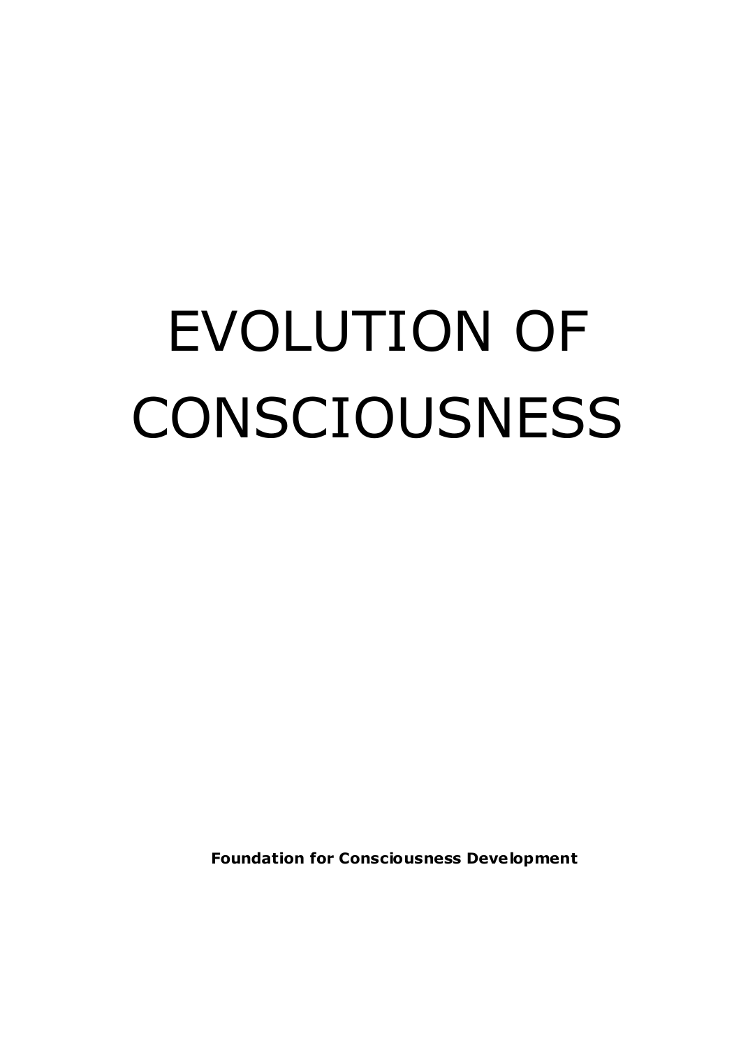# EVOLUTION OF CONSCIOUSNESS

**Foundation for Consciousness Development**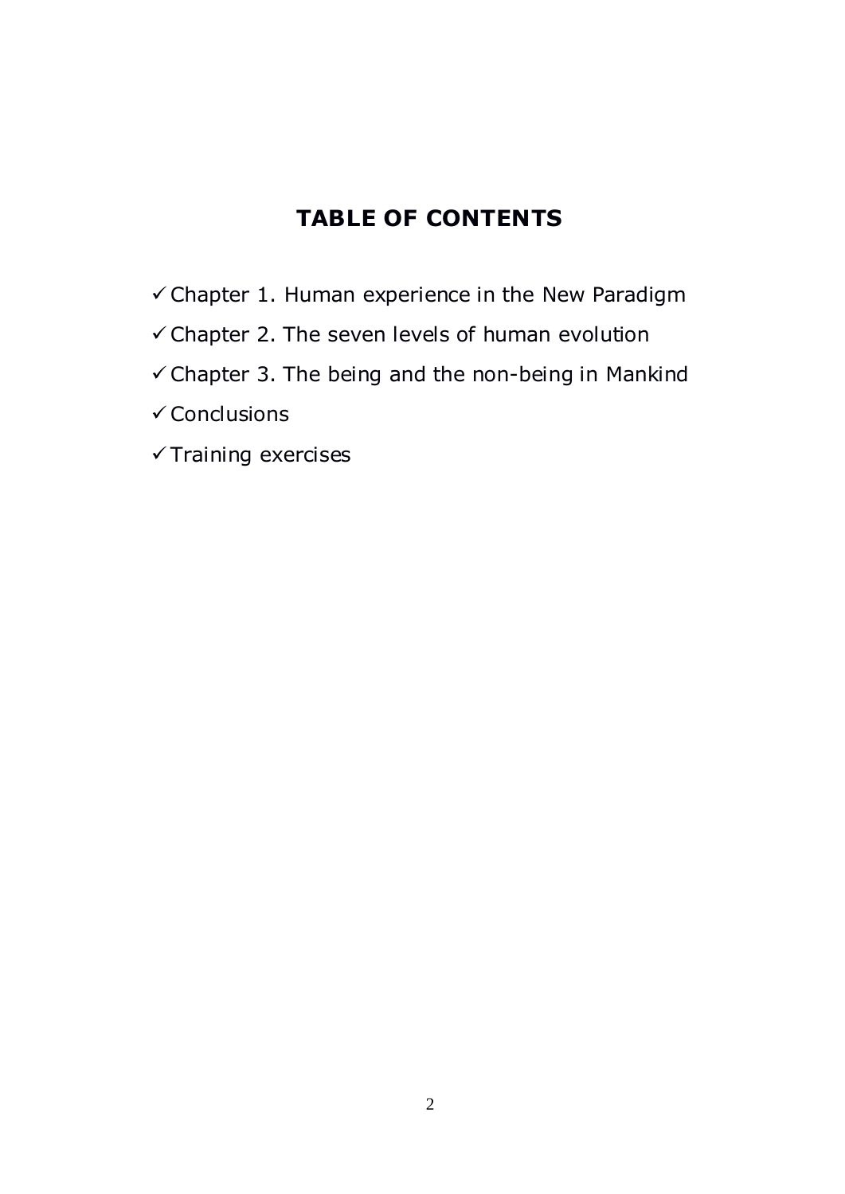# TABLE OF CONTENTS

- ✓ Chapter 1. Human experience in the New Paradigm
- ✓ Chapter 2. The seven levels of human evolution
- ✓ Chapter 3. The being and the non-being in Mankind
- ✓ Conclusions
- ✓ Training exercises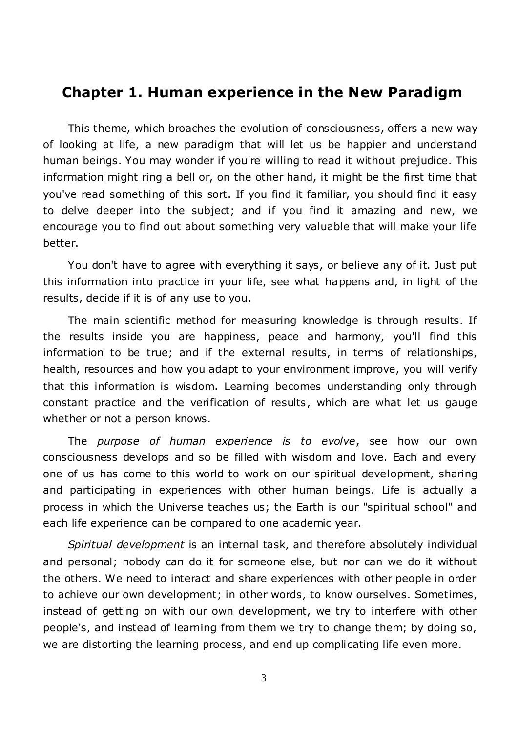## Chapter 1. Human experience in the New Paradigm

This theme, which broaches the evolution of consciousness, offers a new way of looking at life, a new paradigm that will let us be happier and understand human beings. You may wonder if you're willing to read it without prejudice. This information might ring a bell or, on the other hand, it might be the first time that you've read something of this sort. If you find it familiar, you should find it easy to delve deeper into the subject; and if you find it amazing and new, we encourage you to find out about something very valuable that will make your life better.

You don't have to agree with everything it says, or believe any of it. Just put this information into practice in your life, see what happens and, in light of the results, decide if it is of any use to you.

The main scientific method for measuring knowledge is through results. If the results inside you are happiness, peace and harmony, you'll find this information to be true; and if the external results, in terms of relationships, health, resources and how you adapt to your environment improve, you will verify that this information is wisdom. Learning becomes understanding only through constant practice and the verification of results, which are what let us gauge whether or not a person knows.

The *purpose of human experience is to evolve*, see how our own consciousness develops and so be filled with wisdom and love. Each and every one of us has come to this world to work on our spiritual development, sharing and participating in experiences with other human beings. Life is actually a process in which the Universe teaches us; the Earth is our "spiritual school" and each life experience can be compared to one academic year.

*Spiritual development* is an internal task, and therefore absolutely individual and personal; nobody can do it for someone else, but nor can we do it without the others. We need to interact and share experiences with other people in order to achieve our own development; in other words, to know ourselves. Sometimes, instead of getting on with our own development, we try to interfere with other people's, and instead of learning from them we try to change them; by doing so, we are distorting the learning process, and end up complicating life even more.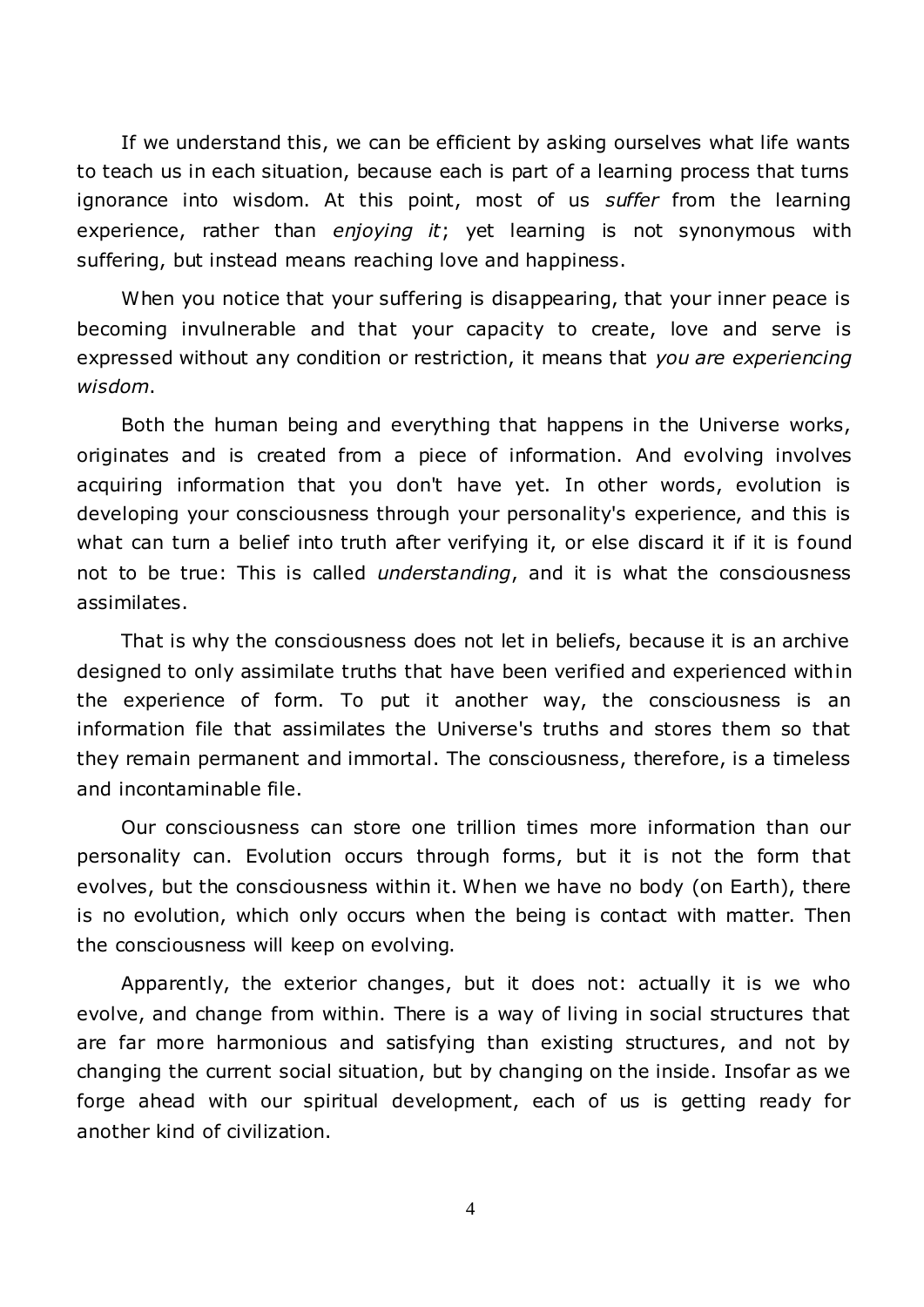If we understand this, we can be efficient by asking ourselves what life wants to teach us in each situation, because each is part of a learning process that turns ignorance into wisdom. At this point, most of us *suffer* from the learning experience, rather than *enjoying it*; yet learning is not synonymous with suffering, but instead means reaching love and happiness.

When you notice that your suffering is disappearing, that your inner peace is becoming invulnerable and that your capacity to create, love and serve is expressed without any condition or restriction, it means that *you are experiencing wisdom*.

Both the human being and everything that happens in the Universe works, originates and is created from a piece of information. And evolving involves acquiring information that you don't have yet. In other words, evolution is developing your consciousness through your personality's experience, and this is what can turn a belief into truth after verifying it, or else discard it if it is found not to be true: This is called *understanding*, and it is what the consciousness assimilates.

That is why the consciousness does not let in beliefs, because it is an archive designed to only assimilate truths that have been verified and experienced within the experience of form. To put it another way, the consciousness is an information file that assimilates the Universe's truths and stores them so that they remain permanent and immortal. The consciousness, therefore, is a timeless and incontaminable file.

Our consciousness can store one trillion times more information than our personality can. Evolution occurs through forms, but it is not the form that evolves, but the consciousness within it. When we have no body (on Earth), there is no evolution, which only occurs when the being is contact with matter. Then the consciousness will keep on evolving.

Apparently, the exterior changes, but it does not: actually it is we who evolve, and change from within. There is a way of living in social structures that are far more harmonious and satisfying than existing structures, and not by changing the current social situation, but by changing on the inside. Insofar as we forge ahead with our spiritual development, each of us is getting ready for another kind of civilization.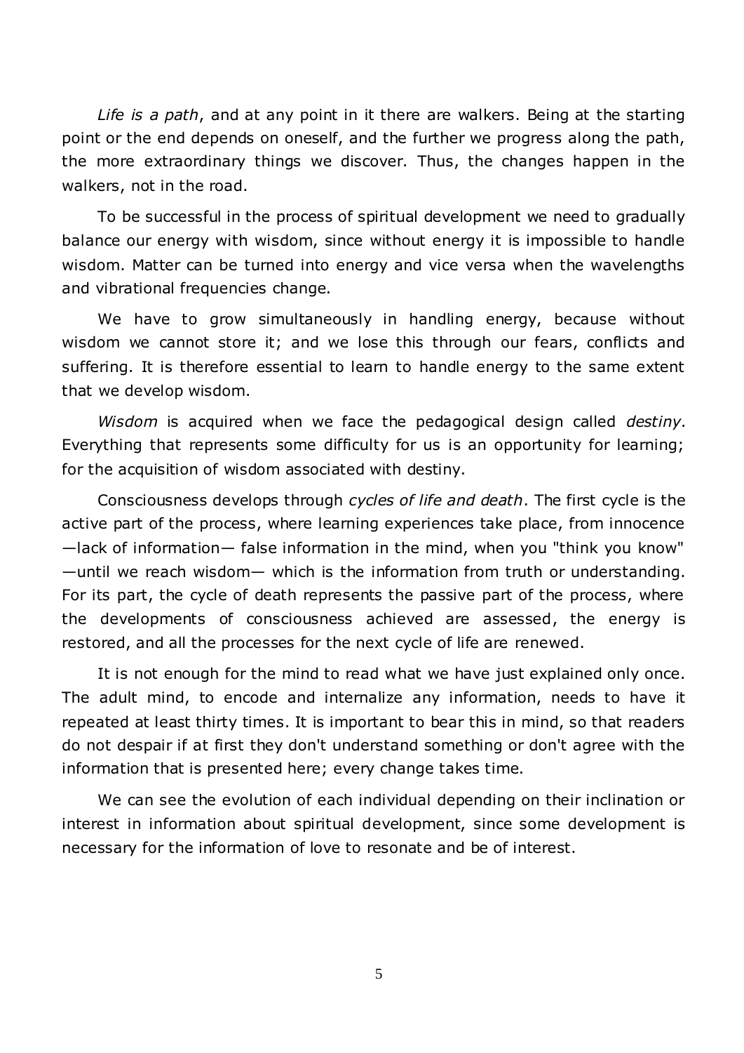*Life is a path*, and at any point in it there are walkers. Being at the starting point or the end depends on oneself, and the further we progress along the path, the more extraordinary things we discover. Thus, the changes happen in the walkers, not in the road.

To be successful in the process of spiritual development we need to gradually balance our energy with wisdom, since without energy it is impossible to handle wisdom. Matter can be turned into energy and vice versa when the wavelengths and vibrational frequencies change.

We have to grow simultaneously in handling energy, because without wisdom we cannot store it; and we lose this through our fears, conflicts and suffering. It is therefore essential to learn to handle energy to the same extent that we develop wisdom.

*Wisdom* is acquired when we face the pedagogical design called *destiny*. Everything that represents some difficulty for us is an opportunity for learning; for the acquisition of wisdom associated with destiny.

Consciousness develops through *cycles of life and death*. The first cycle is the active part of the process, where learning experiences take place, from innocence —lack of information— false information in the mind, when you "think you know" —until we reach wisdom— which is the information from truth or understanding. For its part, the cycle of death represents the passive part of the process, where the developments of consciousness achieved are assessed, the energy is restored, and all the processes for the next cycle of life are renewed.

It is not enough for the mind to read what we have just explained only once. The adult mind, to encode and internalize any information, needs to have it repeated at least thirty times. It is important to bear this in mind, so that readers do not despair if at first they don't understand something or don't agree with the information that is presented here; every change takes time.

We can see the evolution of each individual depending on their inclination or interest in information about spiritual development, since some development is necessary for the information of love to resonate and be of interest.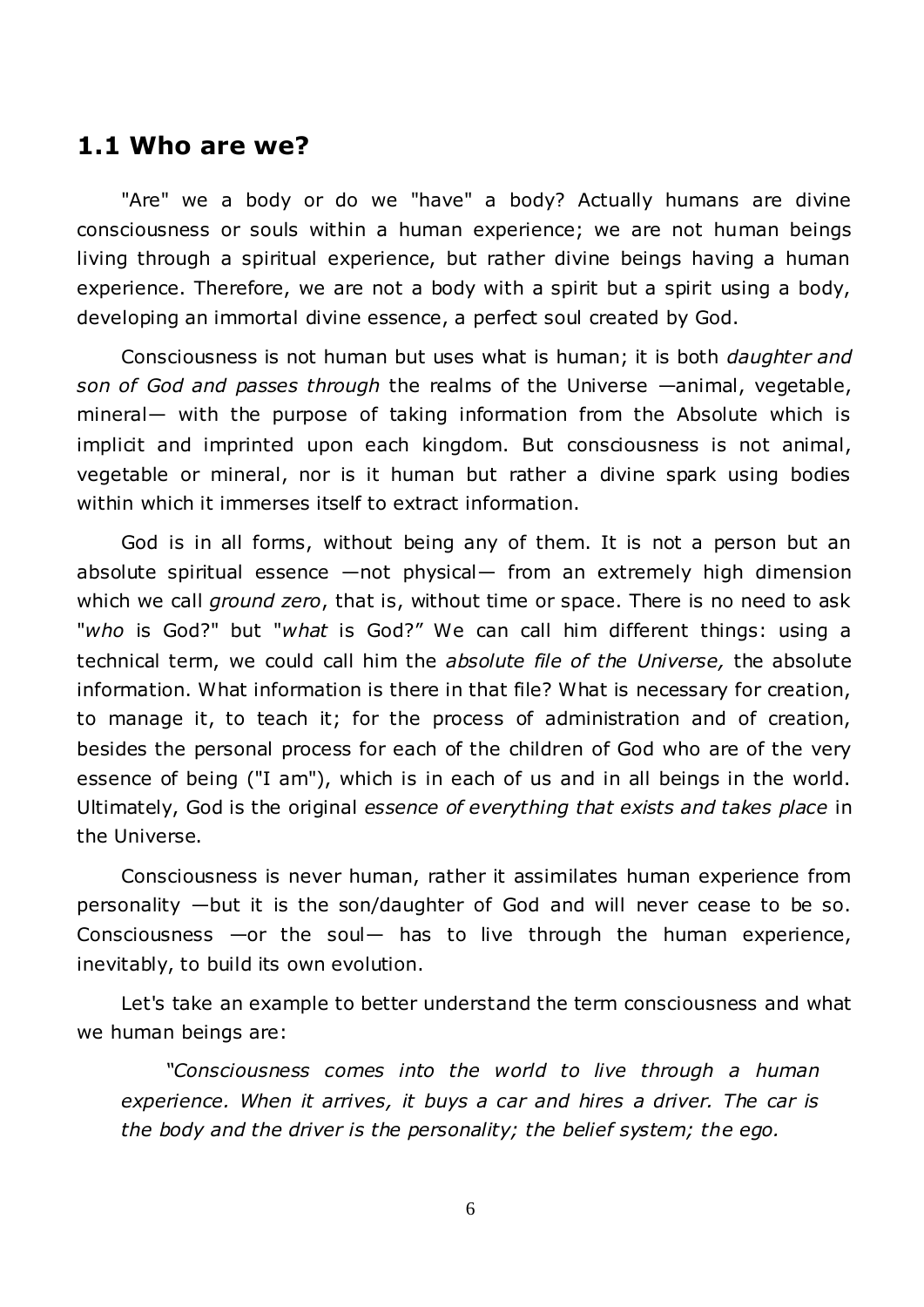## 1.1 Who are we?

"Are" we a body or do we "have" a body? Actually humans are divine consciousness or souls within a human experience; we are not human beings living through a spiritual experience, but rather divine beings having a human experience. Therefore, we are not a body with a spirit but a spirit using a body, developing an immortal divine essence, a perfect soul created by God.

Consciousness is not human but uses what is human; it is both *daughter and son of God and passes through* the realms of the Universe —animal, vegetable, mineral— with the purpose of taking information from the Absolute which is implicit and imprinted upon each kingdom. But consciousness is not animal, vegetable or mineral, nor is it human but rather a divine spark using bodies within which it immerses itself to extract information.

God is in all forms, without being any of them. It is not a person but an absolute spiritual essence —not physical— from an extremely high dimension which we call *ground zero*, that is, without time or space. There is no need to ask "*who* is God?" but "*what* is God?" We can call him different things: using a technical term, we could call him the *absolute file of the Universe,* the absolute information. What information is there in that file? What is necessary for creation, to manage it, to teach it; for the process of administration and of creation, besides the personal process for each of the children of God who are of the very essence of being ("I am"), which is in each of us and in all beings in the world. Ultimately, God is the original *essence of everything that exists and takes place* in the Universe.

Consciousness is never human, rather it assimilates human experience from personality —but it is the son/daughter of God and will never cease to be so. Consciousness —or the soul— has to live through the human experience, inevitably, to build its own evolution.

Let's take an example to better understand the term consciousness and what we human beings are:

> *"Consciousness comes into the world to live through a human experience. When it arrives, it buys a car and hires a driver. The car is the body and the driver is the personality; the belief system; the ego.*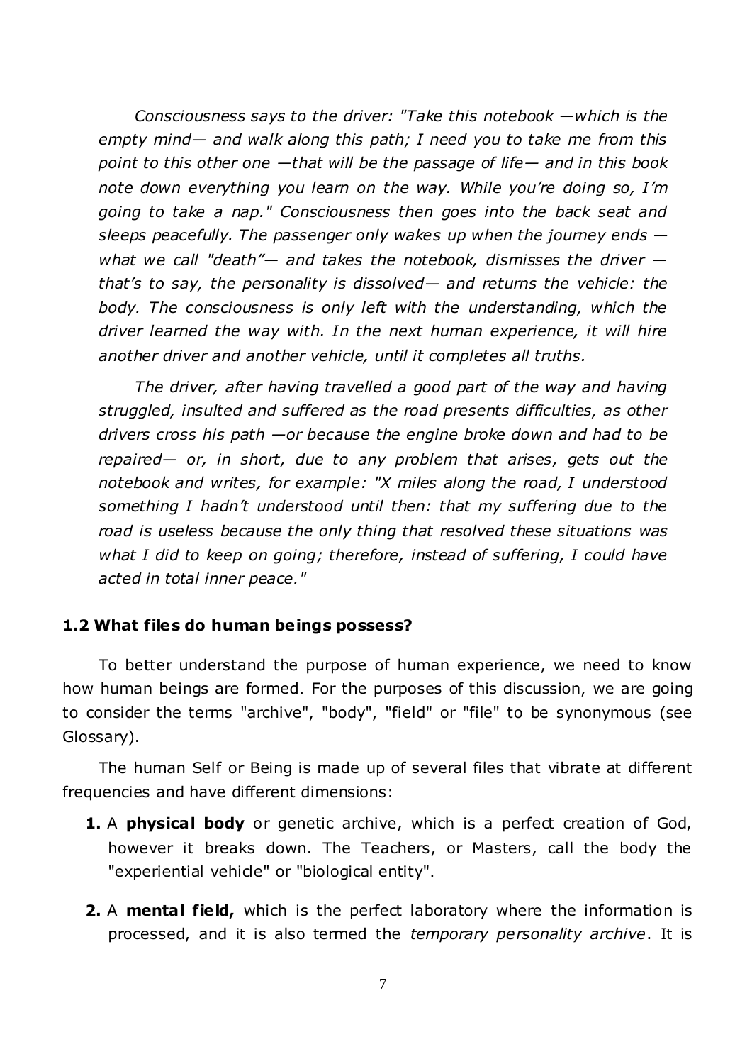*Consciousness says to the driver: "Take this notebook —which is the empty mind— and walk along this path; I need you to take me from this point to this other one —that will be the passage of life— and in this book note down everything you learn on the way. While you're doing so, I'm going to take a nap." Consciousness then goes into the back seat and sleeps peacefully. The passenger only wakes up when the journey ends —what we call "death"— and takes the notebook, dismisses the driver —that's to say, the personality is dissolved— and returns the vehicle: the body. The consciousness is only left with the understanding, which the driver learned the way with. In the next human experience, it will hire another driver and another vehicle, until it completes all truths.*

*The driver, after having travelled a good part of the way and having struggled, insulted and suffered as the road presents difficulties, as other drivers cross his path —or because the engine broke down and had to be repaired— or, in short, due to any problem that arises, gets out the notebook and writes, for example: "X miles along the road, I understood something I hadn't understood until then: that my suffering due to the road is useless because the only thing that resolved these situations was what I did to keep on going; therefore, instead of suffering, I could have acted in total inner peace."*

### 1.2 What files do human beings possess?

To better understand the purpose of human experience, we need to know how human beings are formed. For the purposes of this discussion, we are going to consider the terms "archive", "body", "field" or "file" to be synonymous (see Glossary).

The human Self or Being is made up of several files that vibrate at different frequencies and have different dimensions:

1. A **physical body** or genetic archive, which is a perfect creation of God, however it breaks down. The Teachers, or Masters, call the body the "experiential vehicle" or "biological entity".
2. A **mental field,** which is the perfect laboratory where the information is processed, and it is also termed the *temporary personality archive*. It is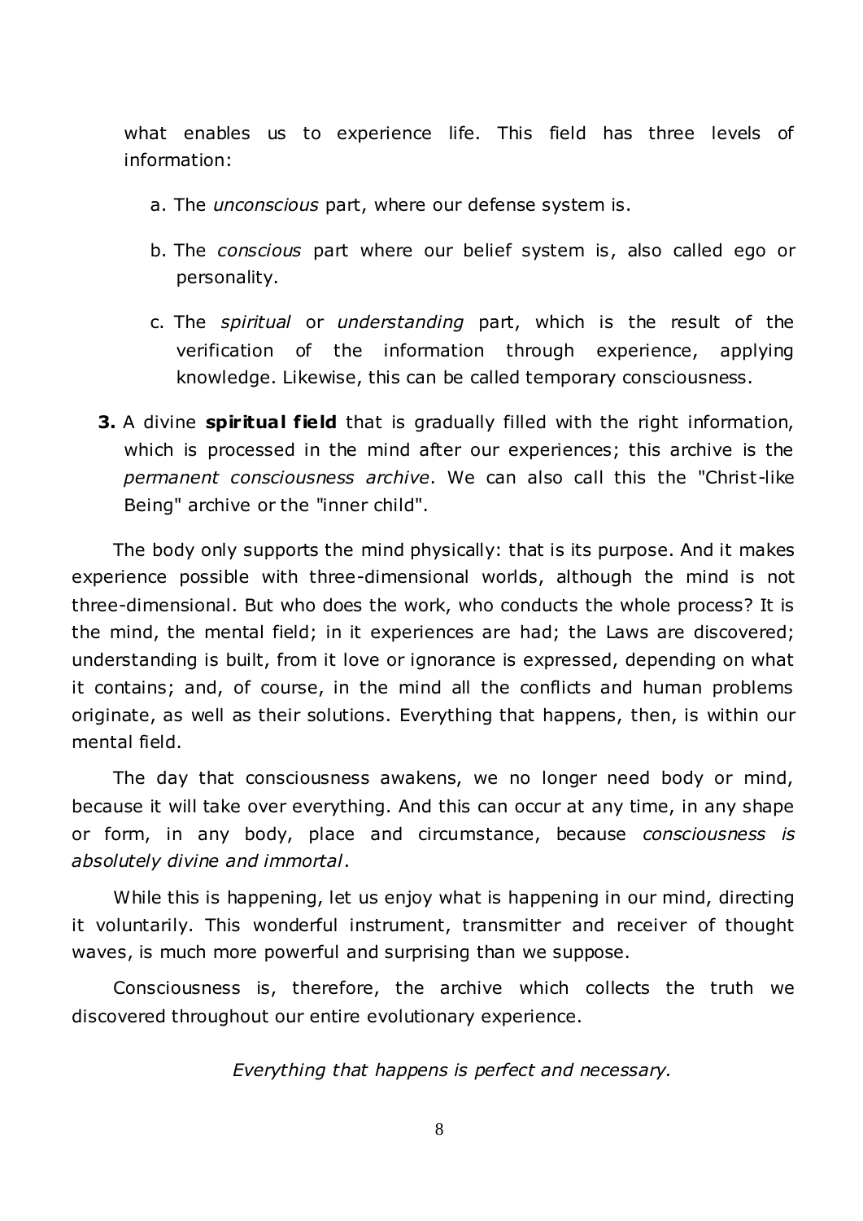what enables us to experience life. This field has three levels of information:

   a. The *unconscious* part, where our defense system is.

   b. The *conscious* part where our belief system is, also called ego or personality.

   c. The *spiritual* or *understanding* part, which is the result of the verification of the information through experience, applying knowledge. Likewise, this can be called temporary consciousness.

**3.** A divine **spiritual field** that is gradually filled with the right information, which is processed in the mind after our experiences; this archive is the *permanent consciousness archive*. We can also call this the "Christ-like Being" archive or the "inner child".

The body only supports the mind physically: that is its purpose. And it makes experience possible with three-dimensional worlds, although the mind is not three-dimensional. But who does the work, who conducts the whole process? It is the mind, the mental field; in it experiences are had; the Laws are discovered; understanding is built, from it love or ignorance is expressed, depending on what it contains; and, of course, in the mind all the conflicts and human problems originate, as well as their solutions. Everything that happens, then, is within our mental field.

The day that consciousness awakens, we no longer need body or mind, because it will take over everything. And this can occur at any time, in any shape or form, in any body, place and circumstance, because *consciousness is absolutely divine and immortal*.

While this is happening, let us enjoy what is happening in our mind, directing it voluntarily. This wonderful instrument, transmitter and receiver of thought waves, is much more powerful and surprising than we suppose.

Consciousness is, therefore, the archive which collects the truth we discovered throughout our entire evolutionary experience.

*Everything that happens is perfect and necessary.*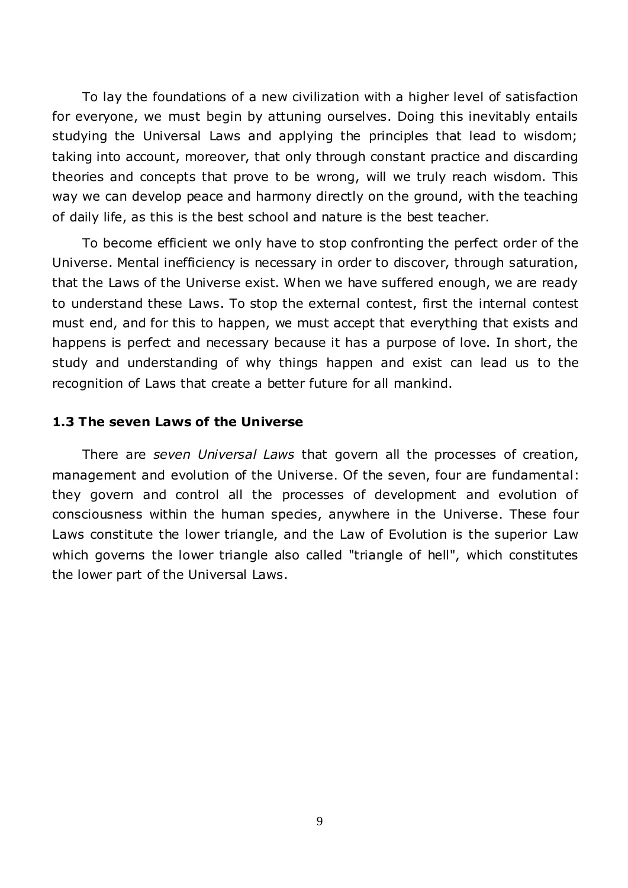To lay the foundations of a new civilization with a higher level of satisfaction for everyone, we must begin by attuning ourselves. Doing this inevitably entails studying the Universal Laws and applying the principles that lead to wisdom; taking into account, moreover, that only through constant practice and discarding theories and concepts that prove to be wrong, will we truly reach wisdom. This way we can develop peace and harmony directly on the ground, with the teaching of daily life, as this is the best school and nature is the best teacher.

To become efficient we only have to stop confronting the perfect order of the Universe. Mental inefficiency is necessary in order to discover, through saturation, that the Laws of the Universe exist. When we have suffered enough, we are ready to understand these Laws. To stop the external contest, first the internal contest must end, and for this to happen, we must accept that everything that exists and happens is perfect and necessary because it has a purpose of love. In short, the study and understanding of why things happen and exist can lead us to the recognition of Laws that create a better future for all mankind.

### 1.3 The seven Laws of the Universe

There are *seven Universal Laws* that govern all the processes of creation, management and evolution of the Universe. Of the seven, four are fundamental: they govern and control all the processes of development and evolution of consciousness within the human species, anywhere in the Universe. These four Laws constitute the lower triangle, and the Law of Evolution is the superior Law which governs the lower triangle also called "triangle of hell", which constitutes the lower part of the Universal Laws.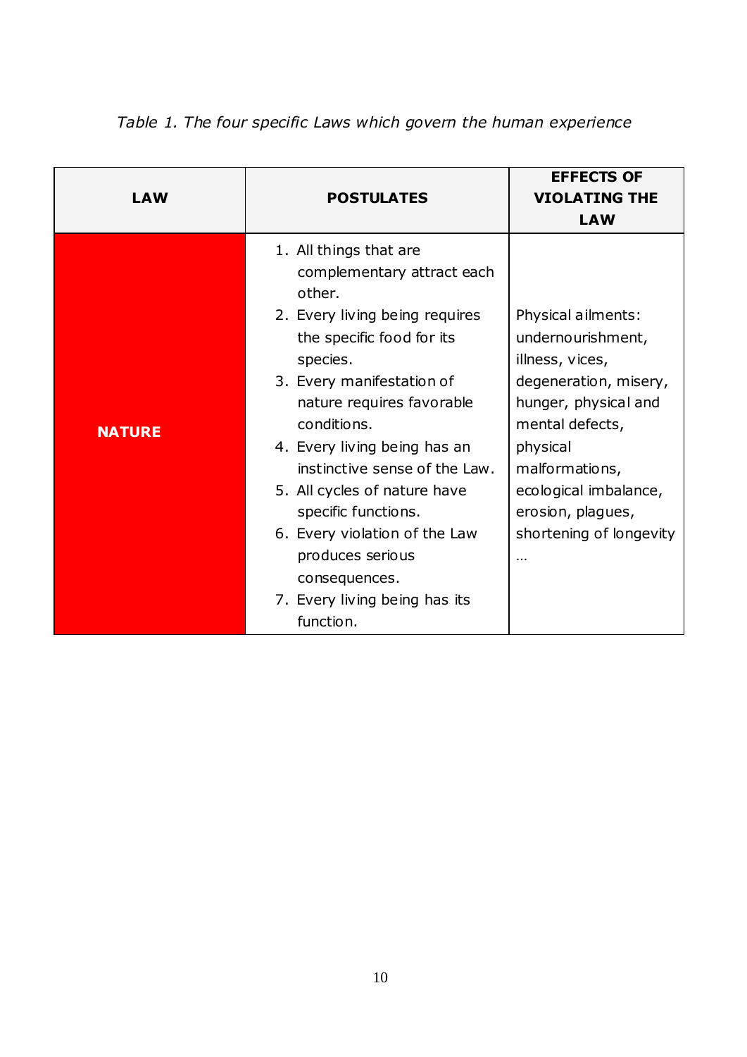*Table 1. The four specific Laws which govern the human experience*

| LAW | POSTULATES | EFFECTS OF VIOLATING THE LAW |
|---|---|---|
| **NATURE** | 1. All things that are complementary attract each other.<br>2. Every living being requires the specific food for its species.<br>3. Every manifestation of nature requires favorable conditions.<br>4. Every living being has an instinctive sense of the Law.<br>5. All cycles of nature have specific functions.<br>6. Every violation of the Law produces serious consequences.<br>7. Every living being has its function. | Physical ailments: undernourishment, illness, vices, degeneration, misery, hunger, physical and mental defects, physical malformations, ecological imbalance, erosion, plagues, shortening of longevity … |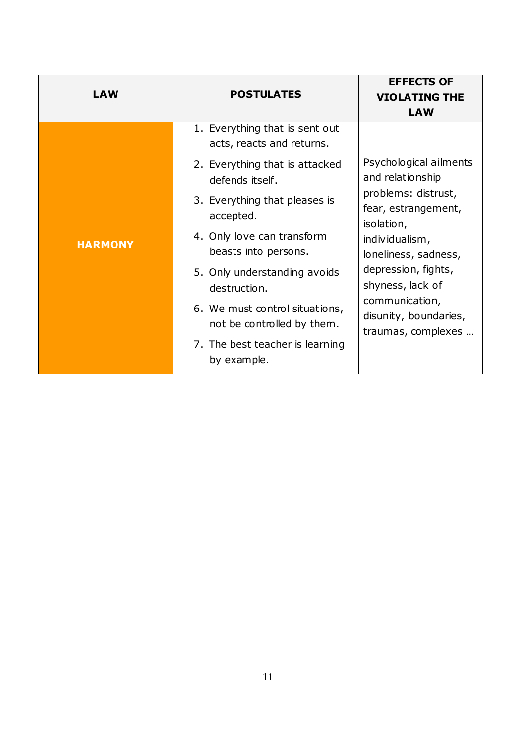| LAW | POSTULATES | EFFECTS OF VIOLATING THE LAW |
|---|---|---|
| **HARMONY** | 1. Everything that is sent out acts, reacts and returns.<br>2. Everything that is attacked defends itself.<br>3. Everything that pleases is accepted.<br>4. Only love can transform beasts into persons.<br>5. Only understanding avoids destruction.<br>6. We must control situations, not be controlled by them.<br>7. The best teacher is learning by example. | Psychological ailments and relationship problems: distrust, fear, estrangement, isolation, individualism, loneliness, sadness, depression, fights, shyness, lack of communication, disunity, boundaries, traumas, complexes … |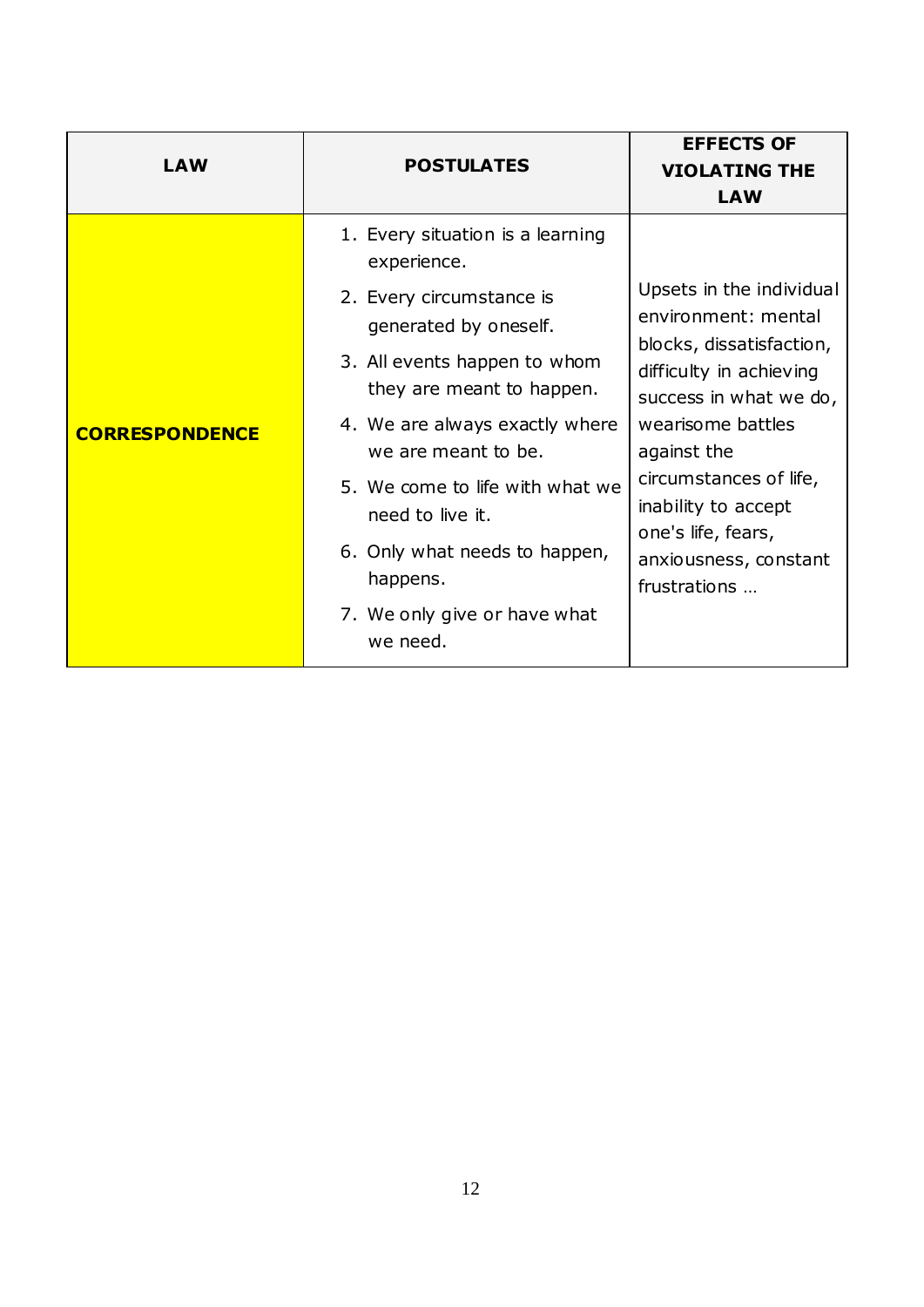| LAW | POSTULATES | EFFECTS OF VIOLATING THE LAW |
|---|---|---|
| **CORRESPONDENCE** | 1. Every situation is a learning experience.<br>2. Every circumstance is generated by oneself.<br>3. All events happen to whom they are meant to happen.<br>4. We are always exactly where we are meant to be.<br>5. We come to life with what we need to live it.<br>6. Only what needs to happen, happens.<br>7. We only give or have what we need. | Upsets in the individual environment: mental blocks, dissatisfaction, difficulty in achieving success in what we do, wearisome battles against the circumstances of life, inability to accept one's life, fears, anxiousness, constant frustrations … |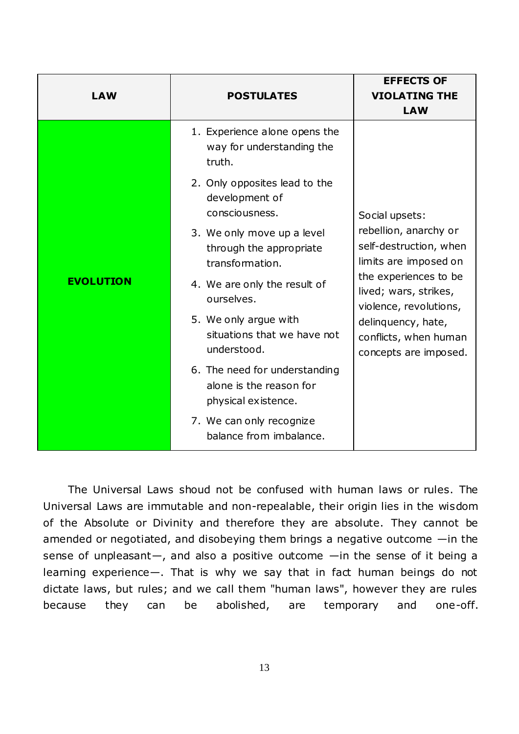| LAW | POSTULATES | EFFECTS OF VIOLATING THE LAW |
|---|---|---|
| **EVOLUTION** | 1. Experience alone opens the way for understanding the truth.<br>2. Only opposites lead to the development of consciousness.<br>3. We only move up a level through the appropriate transformation.<br>4. We are only the result of ourselves.<br>5. We only argue with situations that we have not understood.<br>6. The need for understanding alone is the reason for physical existence.<br>7. We can only recognize balance from imbalance. | Social upsets: rebellion, anarchy or self-destruction, when limits are imposed on the experiences to be lived; wars, strikes, violence, revolutions, delinquency, hate, conflicts, when human concepts are imposed. |

The Universal Laws shoud not be confused with human laws or rules. The Universal Laws are immutable and non-repealable, their origin lies in the wisdom of the Absolute or Divinity and therefore they are absolute. They cannot be amended or negotiated, and disobeying them brings a negative outcome —in the sense of unpleasant—, and also a positive outcome —in the sense of it being a learning experience—. That is why we say that in fact human beings do not dictate laws, but rules; and we call them "human laws", however they are rules because they can be abolished, are temporary and one-off.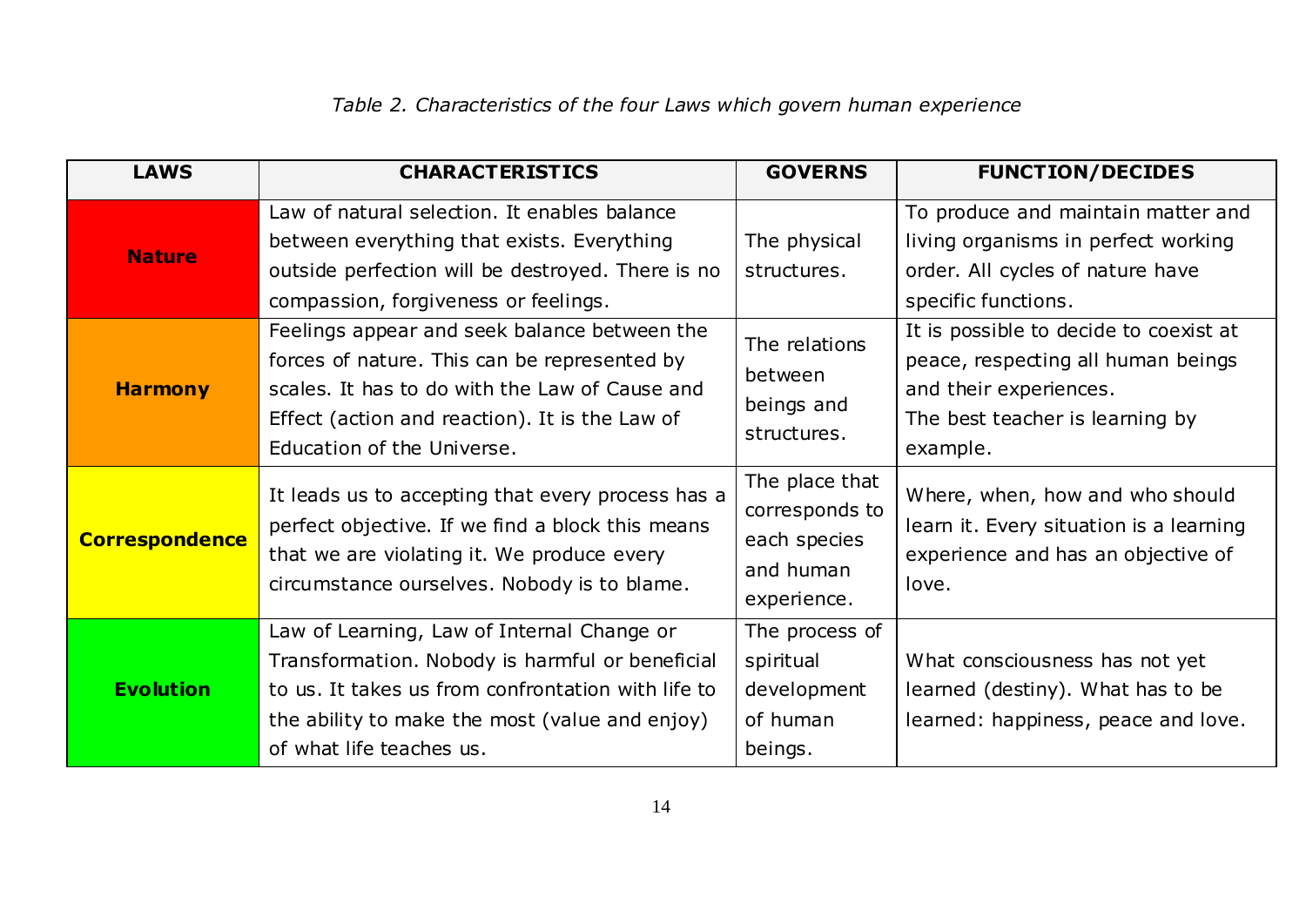*Table 2. Characteristics of the four Laws which govern human experience*

| LAWS | CHARACTERISTICS | GOVERNS | FUNCTION/DECIDES |
|---|---|---|---|
| **Nature** | Law of natural selection. It enables balance between everything that exists. Everything outside perfection will be destroyed. There is no compassion, forgiveness or feelings. | The physical structures. | To produce and maintain matter and living organisms in perfect working order. All cycles of nature have specific functions. |
| **Harmony** | Feelings appear and seek balance between the forces of nature. This can be represented by scales. It has to do with the Law of Cause and Effect (action and reaction). It is the Law of Education of the Universe. | The relations between beings and structures. | It is possible to decide to coexist at peace, respecting all human beings and their experiences. The best teacher is learning by example. |
| **Correspondence** | It leads us to accepting that every process has a perfect objective. If we find a block this means that we are violating it. We produce every circumstance ourselves. Nobody is to blame. | The place that corresponds to each species and human experience. | Where, when, how and who should learn it. Every situation is a learning experience and has an objective of love. |
| **Evolution** | Law of Learning, Law of Internal Change or Transformation. Nobody is harmful or beneficial to us. It takes us from confrontation with life to the ability to make the most (value and enjoy) of what life teaches us. | The process of spiritual development of human beings. | What consciousness has not yet learned (destiny). What has to be learned: happiness, peace and love. |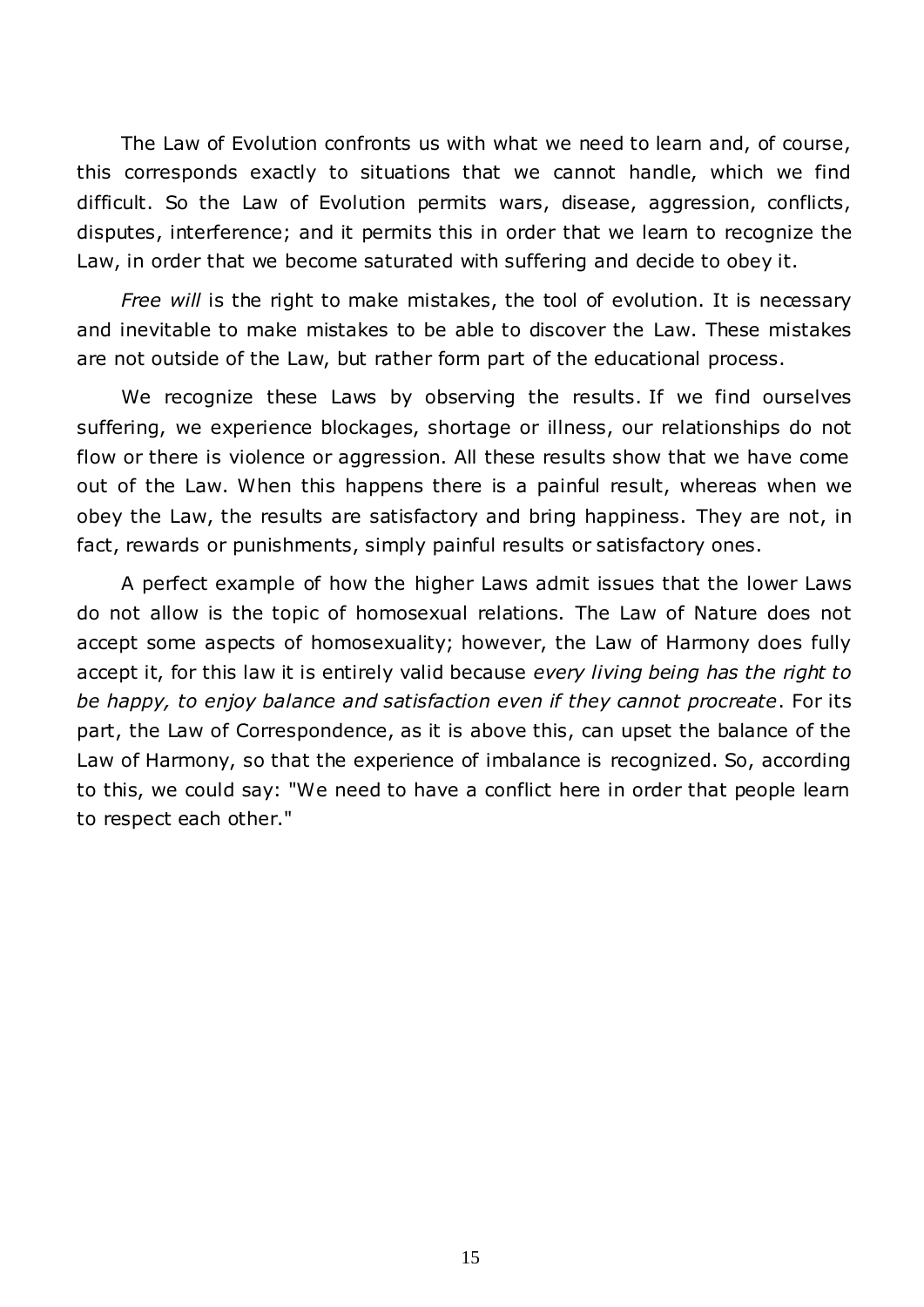The Law of Evolution confronts us with what we need to learn and, of course, this corresponds exactly to situations that we cannot handle, which we find difficult. So the Law of Evolution permits wars, disease, aggression, conflicts, disputes, interference; and it permits this in order that we learn to recognize the Law, in order that we become saturated with suffering and decide to obey it.

*Free will* is the right to make mistakes, the tool of evolution. It is necessary and inevitable to make mistakes to be able to discover the Law. These mistakes are not outside of the Law, but rather form part of the educational process.

We recognize these Laws by observing the results. If we find ourselves suffering, we experience blockages, shortage or illness, our relationships do not flow or there is violence or aggression. All these results show that we have come out of the Law. When this happens there is a painful result, whereas when we obey the Law, the results are satisfactory and bring happiness. They are not, in fact, rewards or punishments, simply painful results or satisfactory ones.

A perfect example of how the higher Laws admit issues that the lower Laws do not allow is the topic of homosexual relations. The Law of Nature does not accept some aspects of homosexuality; however, the Law of Harmony does fully accept it, for this law it is entirely valid because *every living being has the right to be happy, to enjoy balance and satisfaction even if they cannot procreate*. For its part, the Law of Correspondence, as it is above this, can upset the balance of the Law of Harmony, so that the experience of imbalance is recognized. So, according to this, we could say: "We need to have a conflict here in order that people learn to respect each other."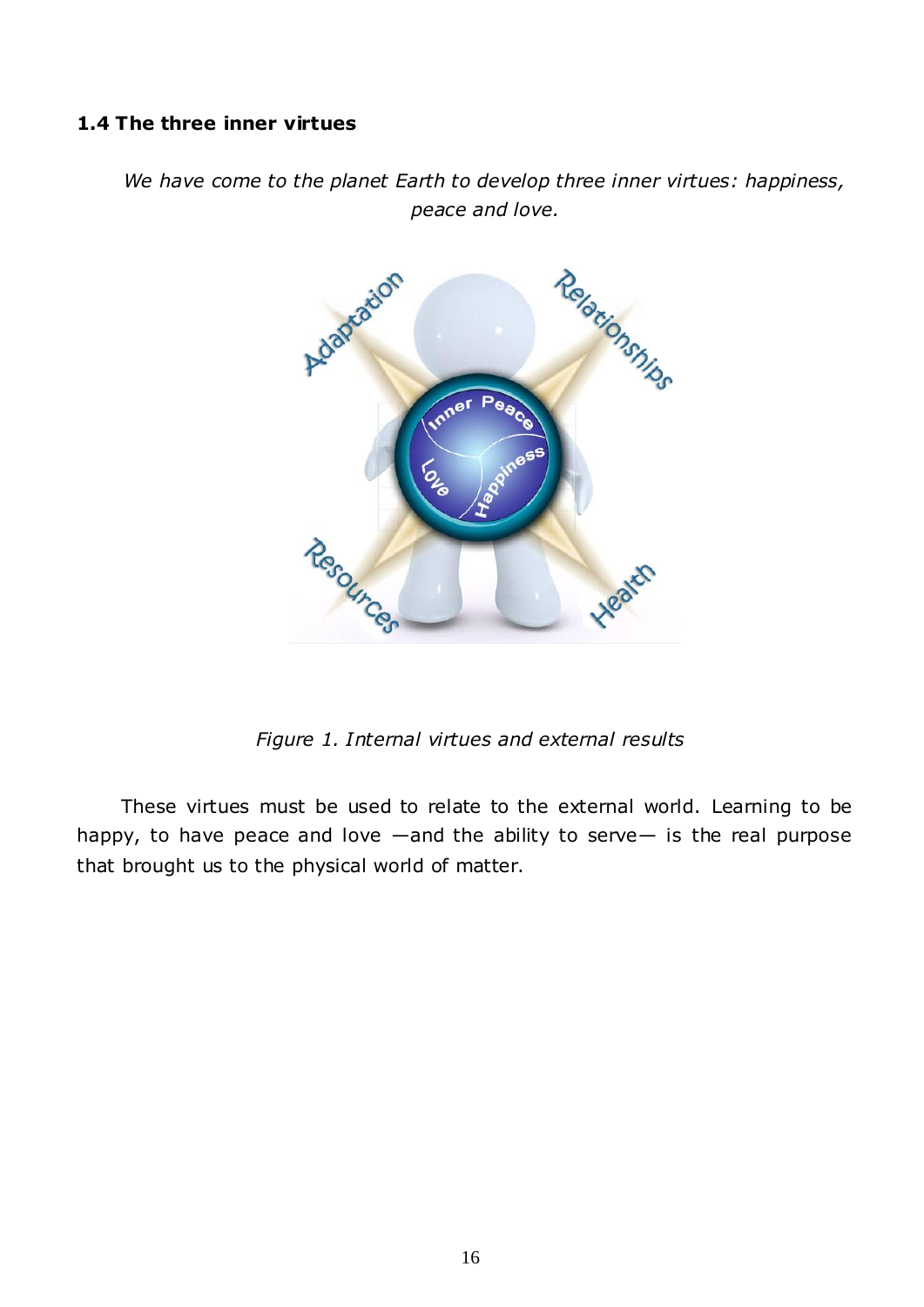### 1.4 The three inner virtues

*We have come to the planet Earth to develop three inner virtues: happiness, peace and love.*

*Figure 1. Internal virtues and external results*

These virtues must be used to relate to the external world. Learning to be happy, to have peace and love —and the ability to serve— is the real purpose that brought us to the physical world of matter.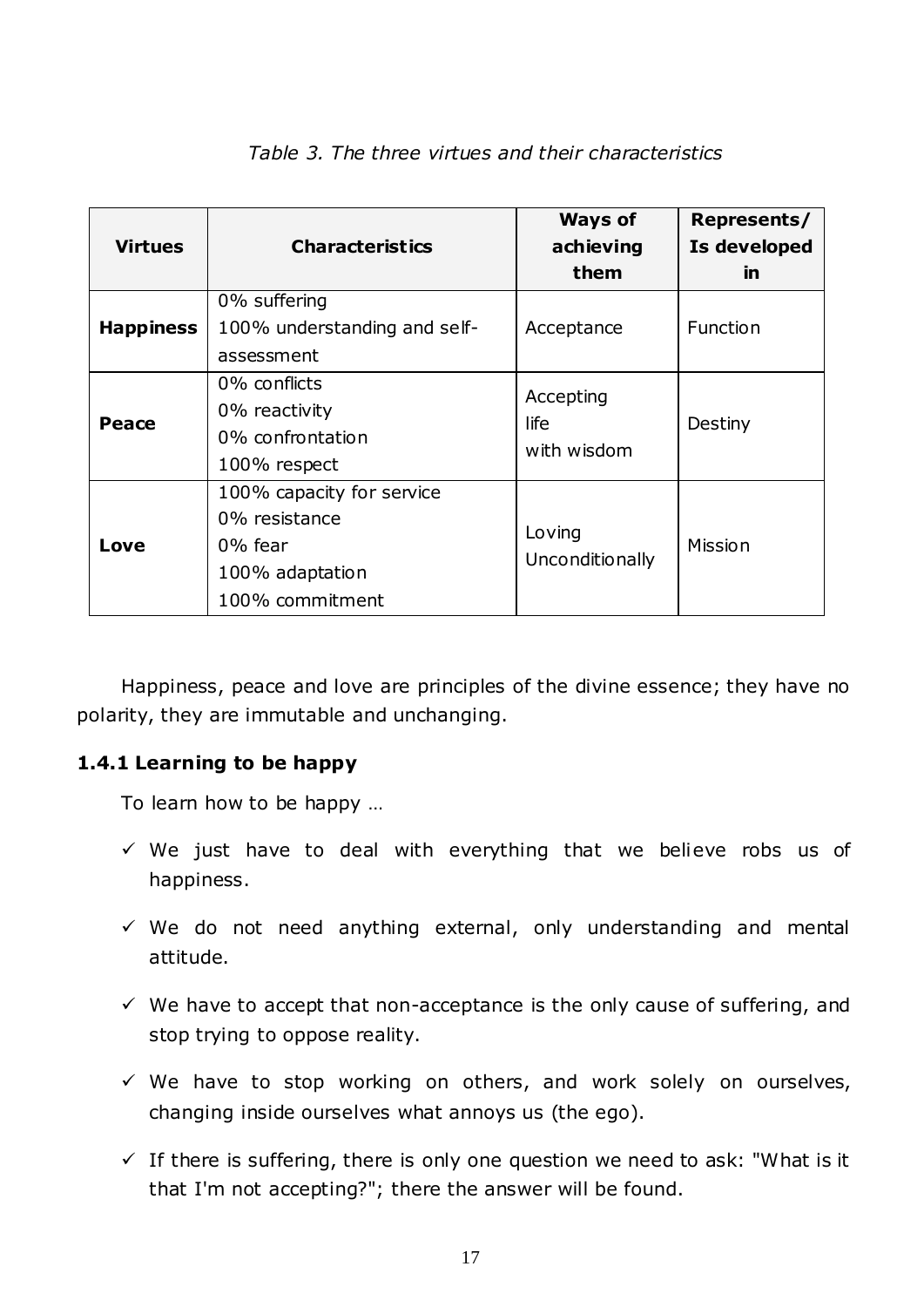*Table 3. The three virtues and their characteristics*

| Virtues | Characteristics | Ways of achieving them | Represents/ Is developed in |
|---|---|---|---|
| **Happiness** | 0% suffering<br>100% understanding and self-assessment | Acceptance | Function |
| **Peace** | 0% conflicts<br>0% reactivity<br>0% confrontation<br>100% respect | Accepting life with wisdom | Destiny |
| **Love** | 100% capacity for service<br>0% resistance<br>0% fear<br>100% adaptation<br>100% commitment | Loving Unconditionally | Mission |

Happiness, peace and love are principles of the divine essence; they have no polarity, they are immutable and unchanging.

### 1.4.1 Learning to be happy

To learn how to be happy …

- ✓ We just have to deal with everything that we believe robs us of happiness.
- ✓ We do not need anything external, only understanding and mental attitude.
- ✓ We have to accept that non-acceptance is the only cause of suffering, and stop trying to oppose reality.
- ✓ We have to stop working on others, and work solely on ourselves, changing inside ourselves what annoys us (the ego).
- ✓ If there is suffering, there is only one question we need to ask: "What is it that I'm not accepting?"; there the answer will be found.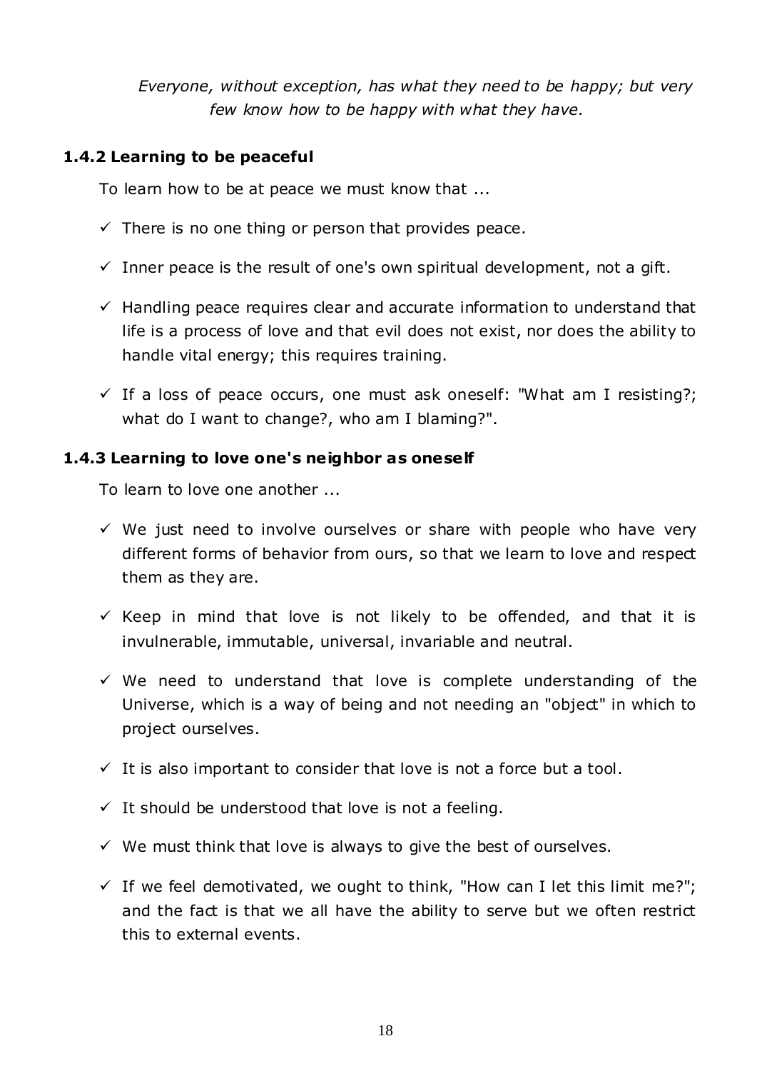*Everyone, without exception, has what they need to be happy; but very few know how to be happy with what they have.*

### 1.4.2 Learning to be peaceful

To learn how to be at peace we must know that ...

- ✓ There is no one thing or person that provides peace.
- ✓ Inner peace is the result of one's own spiritual development, not a gift.
- ✓ Handling peace requires clear and accurate information to understand that life is a process of love and that evil does not exist, nor does the ability to handle vital energy; this requires training.
- ✓ If a loss of peace occurs, one must ask oneself: "What am I resisting?; what do I want to change?, who am I blaming?".

### 1.4.3 Learning to love one's neighbor as oneself

To learn to love one another ...

- ✓ We just need to involve ourselves or share with people who have very different forms of behavior from ours, so that we learn to love and respect them as they are.
- ✓ Keep in mind that love is not likely to be offended, and that it is invulnerable, immutable, universal, invariable and neutral.
- ✓ We need to understand that love is complete understanding of the Universe, which is a way of being and not needing an "object" in which to project ourselves.
- ✓ It is also important to consider that love is not a force but a tool.
- ✓ It should be understood that love is not a feeling.
- ✓ We must think that love is always to give the best of ourselves.
- ✓ If we feel demotivated, we ought to think, "How can I let this limit me?"; and the fact is that we all have the ability to serve but we often restrict this to external events.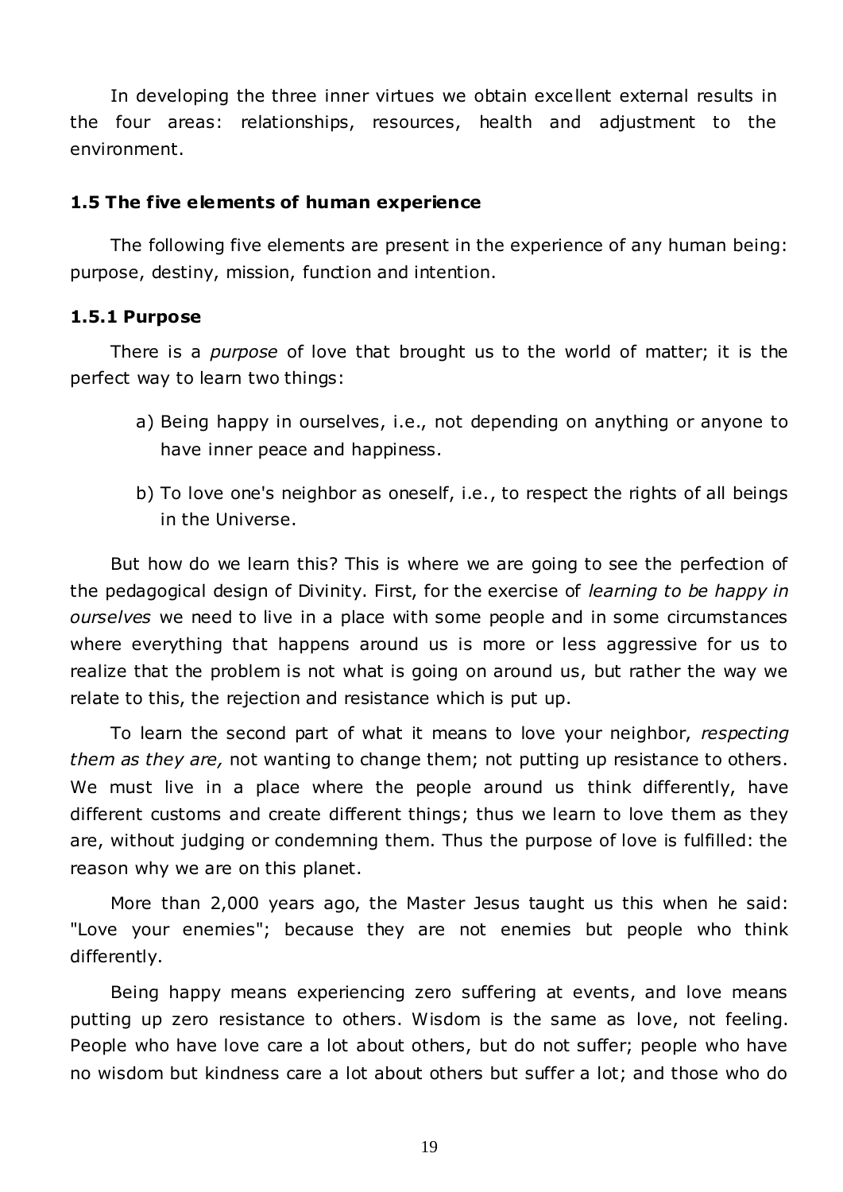In developing the three inner virtues we obtain excellent external results in the four areas: relationships, resources, health and adjustment to the environment.

### 1.5 The five elements of human experience

The following five elements are present in the experience of any human being: purpose, destiny, mission, function and intention.

#### 1.5.1 Purpose

There is a *purpose* of love that brought us to the world of matter; it is the perfect way to learn two things:

a) Being happy in ourselves, i.e., not depending on anything or anyone to have inner peace and happiness.

b) To love one's neighbor as oneself, i.e., to respect the rights of all beings in the Universe.

But how do we learn this? This is where we are going to see the perfection of the pedagogical design of Divinity. First, for the exercise of *learning to be happy in ourselves* we need to live in a place with some people and in some circumstances where everything that happens around us is more or less aggressive for us to realize that the problem is not what is going on around us, but rather the way we relate to this, the rejection and resistance which is put up.

To learn the second part of what it means to love your neighbor, *respecting them as they are,* not wanting to change them; not putting up resistance to others. We must live in a place where the people around us think differently, have different customs and create different things; thus we learn to love them as they are, without judging or condemning them. Thus the purpose of love is fulfilled: the reason why we are on this planet.

More than 2,000 years ago, the Master Jesus taught us this when he said: "Love your enemies"; because they are not enemies but people who think differently.

Being happy means experiencing zero suffering at events, and love means putting up zero resistance to others. Wisdom is the same as love, not feeling. People who have love care a lot about others, but do not suffer; people who have no wisdom but kindness care a lot about others but suffer a lot; and those who do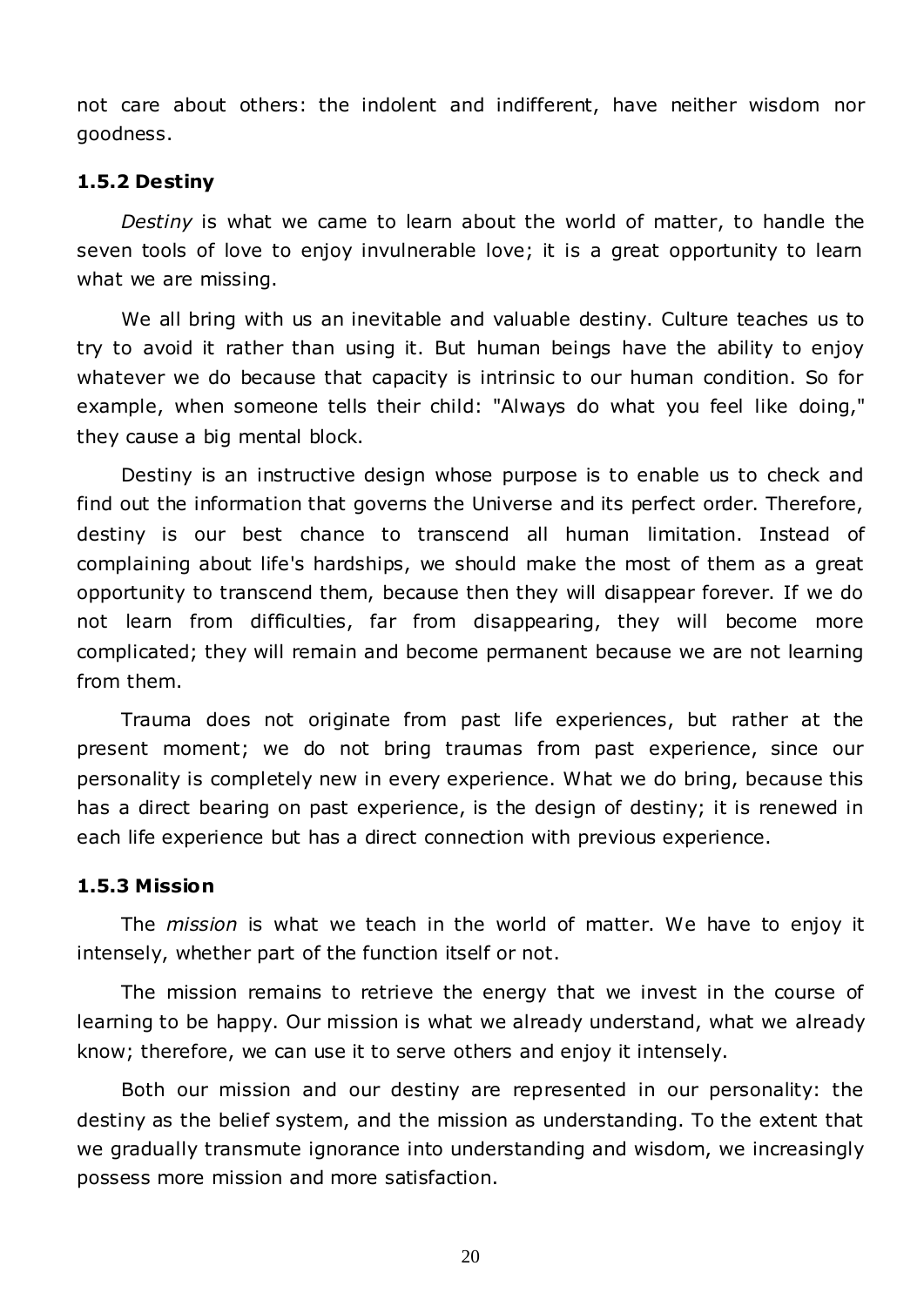not care about others: the indolent and indifferent, have neither wisdom nor goodness.

### 1.5.2 Destiny

*Destiny* is what we came to learn about the world of matter, to handle the seven tools of love to enjoy invulnerable love; it is a great opportunity to learn what we are missing.

We all bring with us an inevitable and valuable destiny. Culture teaches us to try to avoid it rather than using it. But human beings have the ability to enjoy whatever we do because that capacity is intrinsic to our human condition. So for example, when someone tells their child: "Always do what you feel like doing," they cause a big mental block.

Destiny is an instructive design whose purpose is to enable us to check and find out the information that governs the Universe and its perfect order. Therefore, destiny is our best chance to transcend all human limitation. Instead of complaining about life's hardships, we should make the most of them as a great opportunity to transcend them, because then they will disappear forever. If we do not learn from difficulties, far from disappearing, they will become more complicated; they will remain and become permanent because we are not learning from them.

Trauma does not originate from past life experiences, but rather at the present moment; we do not bring traumas from past experience, since our personality is completely new in every experience. What we do bring, because this has a direct bearing on past experience, is the design of destiny; it is renewed in each life experience but has a direct connection with previous experience.

### 1.5.3 Mission

The *mission* is what we teach in the world of matter. We have to enjoy it intensely, whether part of the function itself or not.

The mission remains to retrieve the energy that we invest in the course of learning to be happy. Our mission is what we already understand, what we already know; therefore, we can use it to serve others and enjoy it intensely.

Both our mission and our destiny are represented in our personality: the destiny as the belief system, and the mission as understanding. To the extent that we gradually transmute ignorance into understanding and wisdom, we increasingly possess more mission and more satisfaction.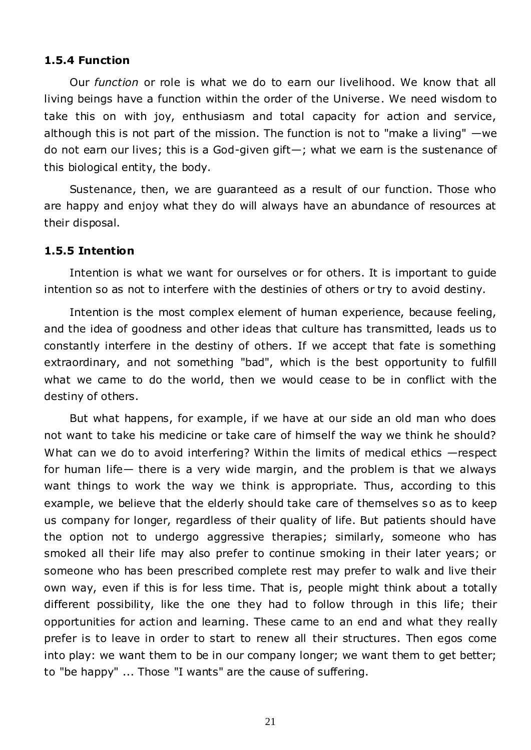### 1.5.4 Function

Our *function* or role is what we do to earn our livelihood. We know that all living beings have a function within the order of the Universe. We need wisdom to take this on with joy, enthusiasm and total capacity for action and service, although this is not part of the mission. The function is not to "make a living" —we do not earn our lives; this is a God-given gift—; what we earn is the sustenance of this biological entity, the body.

Sustenance, then, we are guaranteed as a result of our function. Those who are happy and enjoy what they do will always have an abundance of resources at their disposal.

### 1.5.5 Intention

Intention is what we want for ourselves or for others. It is important to guide intention so as not to interfere with the destinies of others or try to avoid destiny.

Intention is the most complex element of human experience, because feeling, and the idea of goodness and other ideas that culture has transmitted, leads us to constantly interfere in the destiny of others. If we accept that fate is something extraordinary, and not something "bad", which is the best opportunity to fulfill what we came to do the world, then we would cease to be in conflict with the destiny of others.

But what happens, for example, if we have at our side an old man who does not want to take his medicine or take care of himself the way we think he should? What can we do to avoid interfering? Within the limits of medical ethics —respect for human life— there is a very wide margin, and the problem is that we always want things to work the way we think is appropriate. Thus, according to this example, we believe that the elderly should take care of themselves so as to keep us company for longer, regardless of their quality of life. But patients should have the option not to undergo aggressive therapies; similarly, someone who has smoked all their life may also prefer to continue smoking in their later years; or someone who has been prescribed complete rest may prefer to walk and live their own way, even if this is for less time. That is, people might think about a totally different possibility, like the one they had to follow through in this life; their opportunities for action and learning. These came to an end and what they really prefer is to leave in order to start to renew all their structures. Then egos come into play: we want them to be in our company longer; we want them to get better; to "be happy" ... Those "I wants" are the cause of suffering.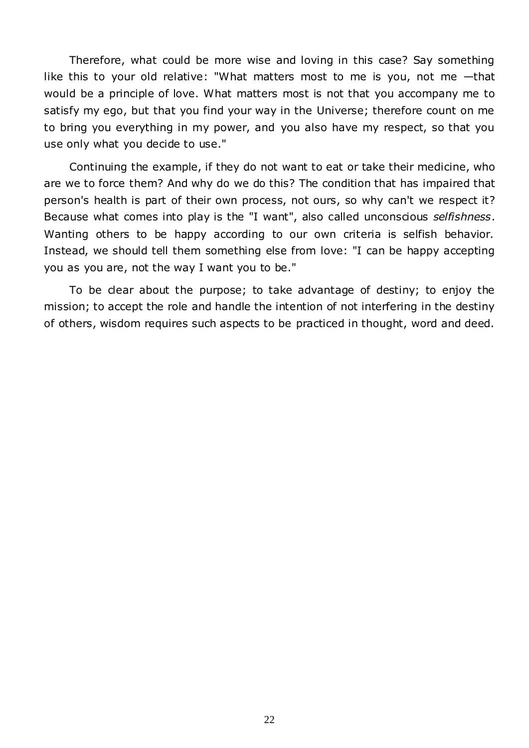Therefore, what could be more wise and loving in this case? Say something like this to your old relative: "What matters most to me is you, not me —that would be a principle of love. What matters most is not that you accompany me to satisfy my ego, but that you find your way in the Universe; therefore count on me to bring you everything in my power, and you also have my respect, so that you use only what you decide to use."

Continuing the example, if they do not want to eat or take their medicine, who are we to force them? And why do we do this? The condition that has impaired that person's health is part of their own process, not ours, so why can't we respect it? Because what comes into play is the "I want", also called unconscious *selfishness*. Wanting others to be happy according to our own criteria is selfish behavior. Instead, we should tell them something else from love: "I can be happy accepting you as you are, not the way I want you to be."

To be clear about the purpose; to take advantage of destiny; to enjoy the mission; to accept the role and handle the intention of not interfering in the destiny of others, wisdom requires such aspects to be practiced in thought, word and deed.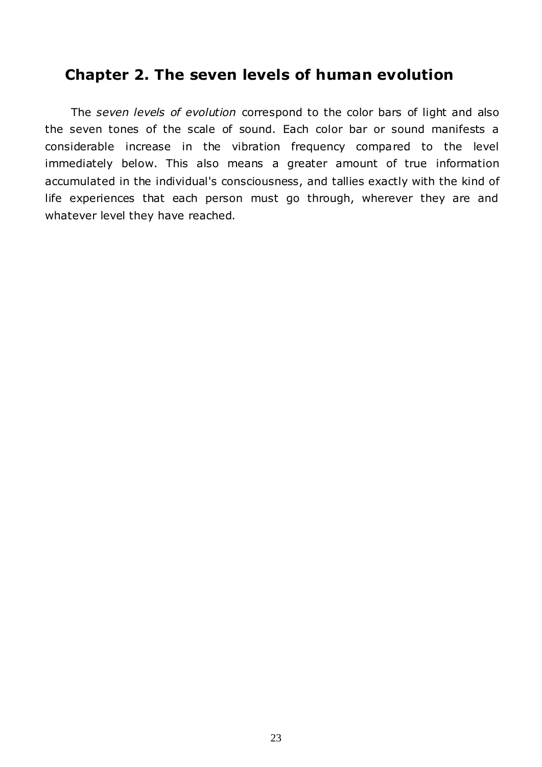## Chapter 2. The seven levels of human evolution

The *seven levels of evolution* correspond to the color bars of light and also the seven tones of the scale of sound. Each color bar or sound manifests a considerable increase in the vibration frequency compared to the level immediately below. This also means a greater amount of true information accumulated in the individual's consciousness, and tallies exactly with the kind of life experiences that each person must go through, wherever they are and whatever level they have reached.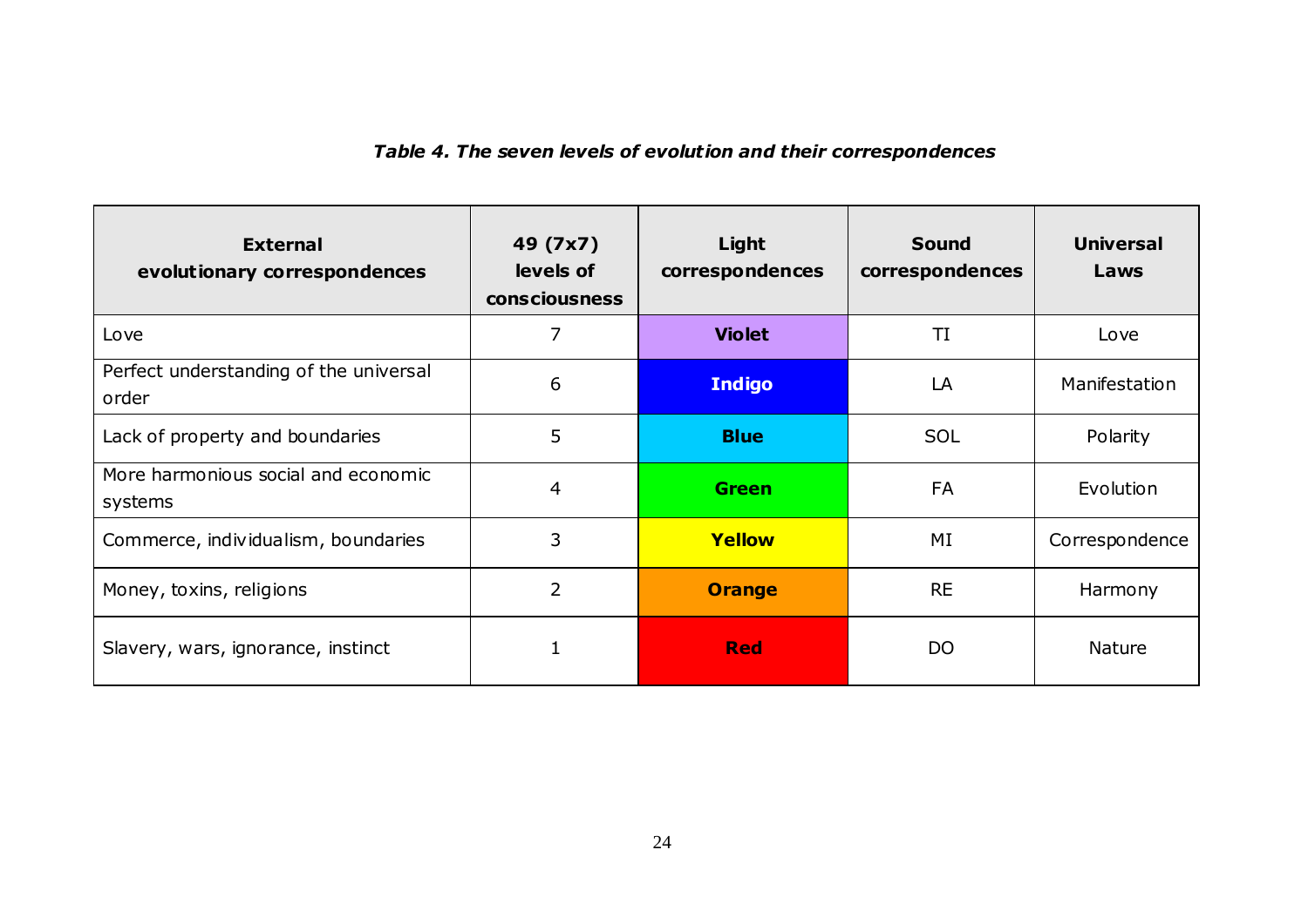*Table 4. The seven levels of evolution and their correspondences*

| External evolutionary correspondences | 49 (7x7) levels of consciousness | Light correspondences | Sound correspondences | Universal Laws |
|---|---|---|---|---|
| Love | 7 | **Violet** | TI | Love |
| Perfect understanding of the universal order | 6 | **Indigo** | LA | Manifestation |
| Lack of property and boundaries | 5 | **Blue** | SOL | Polarity |
| More harmonious social and economic systems | 4 | **Green** | FA | Evolution |
| Commerce, individualism, boundaries | 3 | **Yellow** | MI | Correspondence |
| Money, toxins, religions | 2 | **Orange** | RE | Harmony |
| Slavery, wars, ignorance, instinct | 1 | **Red** | DO | Nature |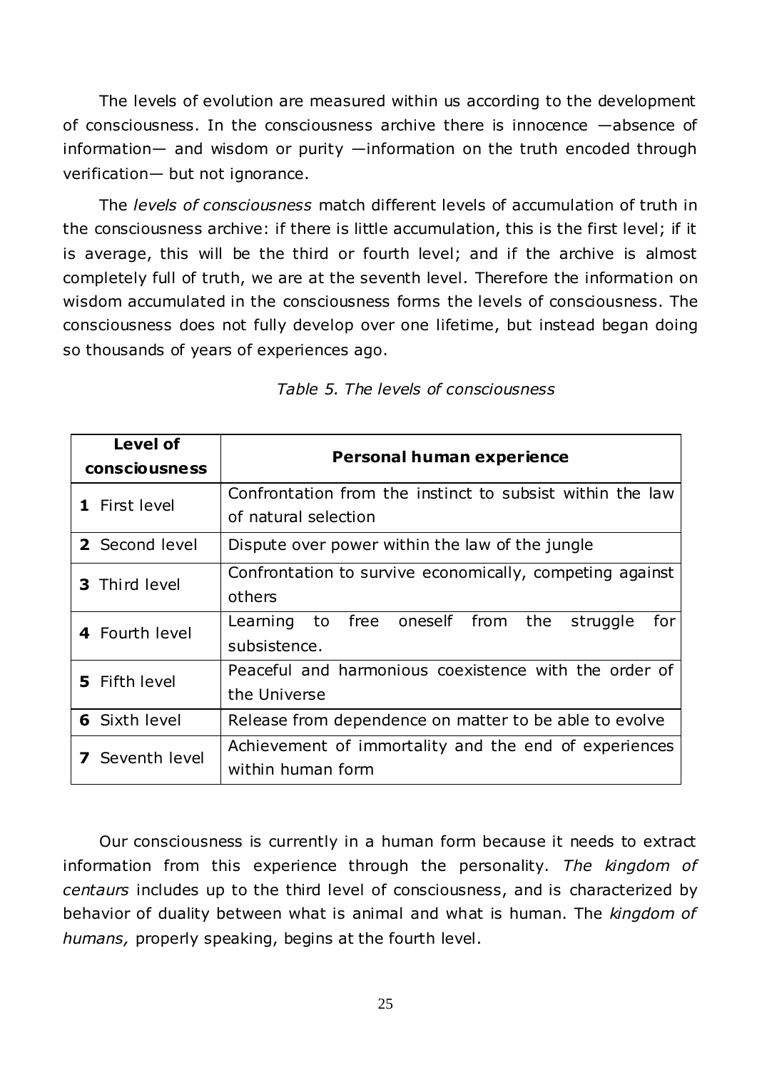The levels of evolution are measured within us according to the development of consciousness. In the consciousness archive there is innocence —absence of information— and wisdom or purity —information on the truth encoded through verification— but not ignorance.

The *levels of consciousness* match different levels of accumulation of truth in the consciousness archive: if there is little accumulation, this is the first level; if it is average, this will be the third or fourth level; and if the archive is almost completely full of truth, we are at the seventh level. Therefore the information on wisdom accumulated in the consciousness forms the levels of consciousness. The consciousness does not fully develop over one lifetime, but instead began doing so thousands of years of experiences ago.

*Table 5. The levels of consciousness*

| **Level of consciousness** | **Personal human experience** |
|---|---|
| **1** First level | Confrontation from the instinct to subsist within the law of natural selection |
| **2** Second level | Dispute over power within the law of the jungle |
| **3** Third level | Confrontation to survive economically, competing against others |
| **4** Fourth level | Learning to free oneself from the struggle for subsistence. |
| **5** Fifth level | Peaceful and harmonious coexistence with the order of the Universe |
| **6** Sixth level | Release from dependence on matter to be able to evolve |
| **7** Seventh level | Achievement of immortality and the end of experiences within human form |

Our consciousness is currently in a human form because it needs to extract information from this experience through the personality. *The kingdom of centaurs* includes up to the third level of consciousness, and is characterized by behavior of duality between what is animal and what is human. The *kingdom of humans,* properly speaking, begins at the fourth level.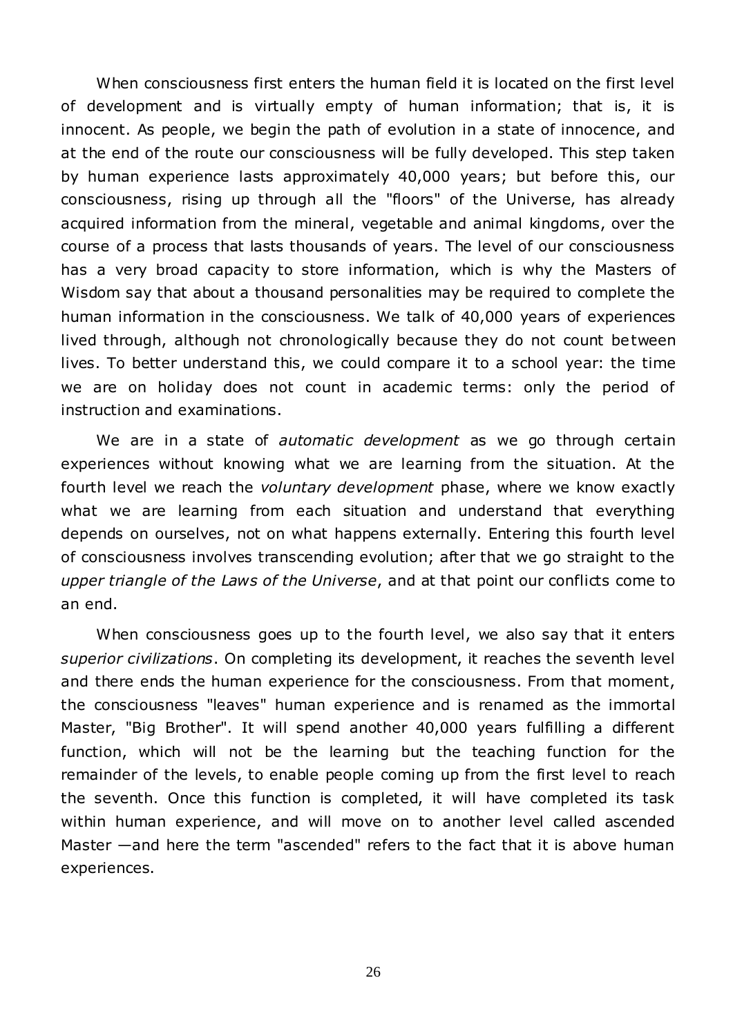When consciousness first enters the human field it is located on the first level of development and is virtually empty of human information; that is, it is innocent. As people, we begin the path of evolution in a state of innocence, and at the end of the route our consciousness will be fully developed. This step taken by human experience lasts approximately 40,000 years; but before this, our consciousness, rising up through all the "floors" of the Universe, has already acquired information from the mineral, vegetable and animal kingdoms, over the course of a process that lasts thousands of years. The level of our consciousness has a very broad capacity to store information, which is why the Masters of Wisdom say that about a thousand personalities may be required to complete the human information in the consciousness. We talk of 40,000 years of experiences lived through, although not chronologically because they do not count between lives. To better understand this, we could compare it to a school year: the time we are on holiday does not count in academic terms: only the period of instruction and examinations.

We are in a state of *automatic development* as we go through certain experiences without knowing what we are learning from the situation. At the fourth level we reach the *voluntary development* phase, where we know exactly what we are learning from each situation and understand that everything depends on ourselves, not on what happens externally. Entering this fourth level of consciousness involves transcending evolution; after that we go straight to the *upper triangle of the Laws of the Universe*, and at that point our conflicts come to an end.

When consciousness goes up to the fourth level, we also say that it enters *superior civilizations*. On completing its development, it reaches the seventh level and there ends the human experience for the consciousness. From that moment, the consciousness "leaves" human experience and is renamed as the immortal Master, "Big Brother". It will spend another 40,000 years fulfilling a different function, which will not be the learning but the teaching function for the remainder of the levels, to enable people coming up from the first level to reach the seventh. Once this function is completed, it will have completed its task within human experience, and will move on to another level called ascended Master —and here the term "ascended" refers to the fact that it is above human experiences.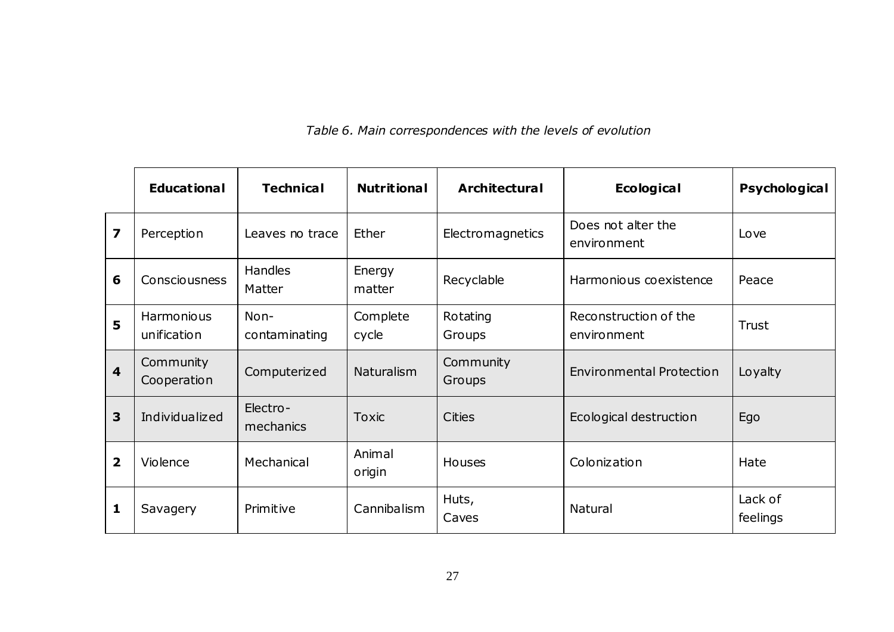*Table 6. Main correspondences with the levels of evolution*

| | **Educational** | **Technical** | **Nutritional** | **Architectural** | **Ecological** | **Psychological** |
|---|---|---|---|---|---|---|
| **7** | Perception | Leaves no trace | Ether | Electromagnetics | Does not alter the environment | Love |
| **6** | Consciousness | Handles Matter | Energy matter | Recyclable | Harmonious coexistence | Peace |
| **5** | Harmonious unification | Non-contaminating | Complete cycle | Rotating Groups | Reconstruction of the environment | Trust |
| **4** | Community Cooperation | Computerized | Naturalism | Community Groups | Environmental Protection | Loyalty |
| **3** | Individualized | Electro-mechanics | Toxic | Cities | Ecological destruction | Ego |
| **2** | Violence | Mechanical | Animal origin | Houses | Colonization | Hate |
| **1** | Savagery | Primitive | Cannibalism | Huts, Caves | Natural | Lack of feelings |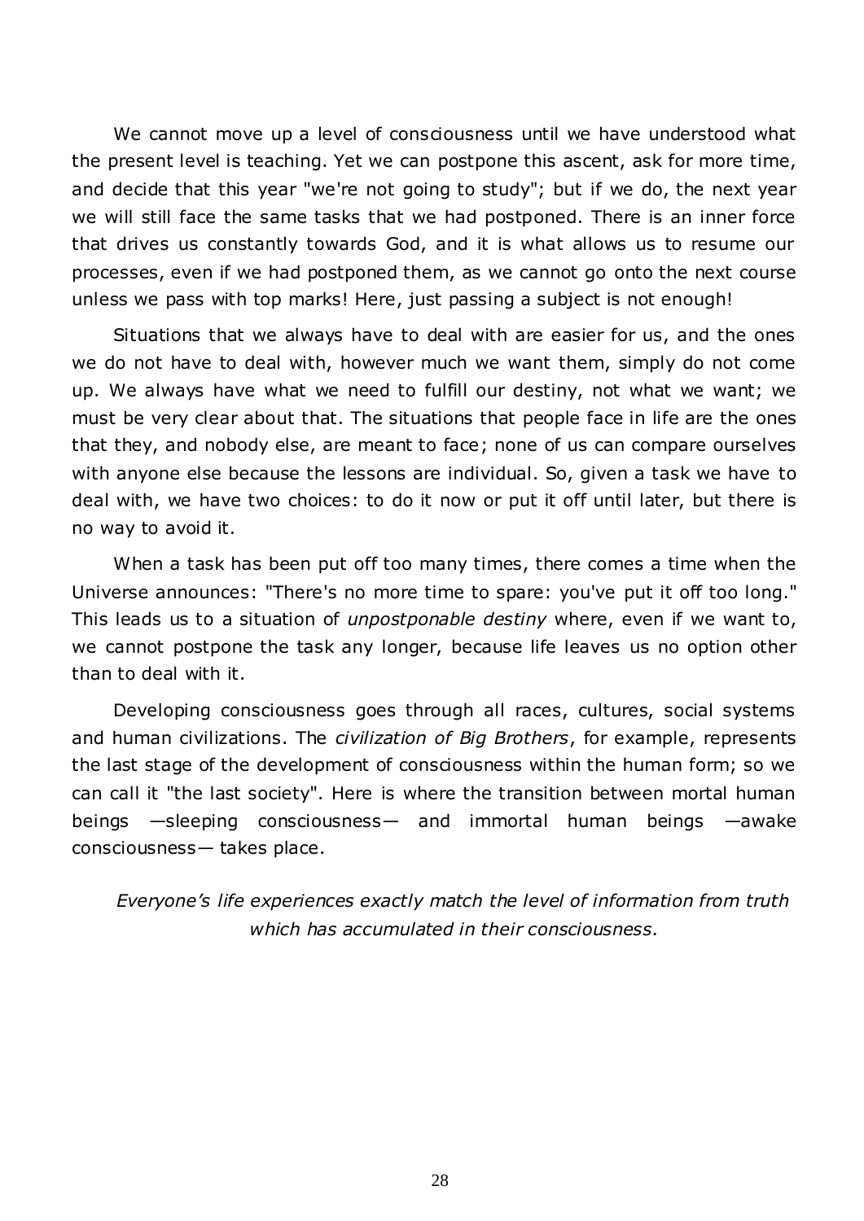We cannot move up a level of consciousness until we have understood what the present level is teaching. Yet we can postpone this ascent, ask for more time, and decide that this year "we're not going to study"; but if we do, the next year we will still face the same tasks that we had postponed. There is an inner force that drives us constantly towards God, and it is what allows us to resume our processes, even if we had postponed them, as we cannot go onto the next course unless we pass with top marks! Here, just passing a subject is not enough!

Situations that we always have to deal with are easier for us, and the ones we do not have to deal with, however much we want them, simply do not come up. We always have what we need to fulfill our destiny, not what we want; we must be very clear about that. The situations that people face in life are the ones that they, and nobody else, are meant to face; none of us can compare ourselves with anyone else because the lessons are individual. So, given a task we have to deal with, we have two choices: to do it now or put it off until later, but there is no way to avoid it.

When a task has been put off too many times, there comes a time when the Universe announces: "There's no more time to spare: you've put it off too long." This leads us to a situation of *unpostponable destiny* where, even if we want to, we cannot postpone the task any longer, because life leaves us no option other than to deal with it.

Developing consciousness goes through all races, cultures, social systems and human civilizations. The *civilization of Big Brothers*, for example, represents the last stage of the development of consciousness within the human form; so we can call it "the last society". Here is where the transition between mortal human beings —sleeping consciousness— and immortal human beings —awake consciousness— takes place.

*Everyone's life experiences exactly match the level of information from truth which has accumulated in their consciousness.*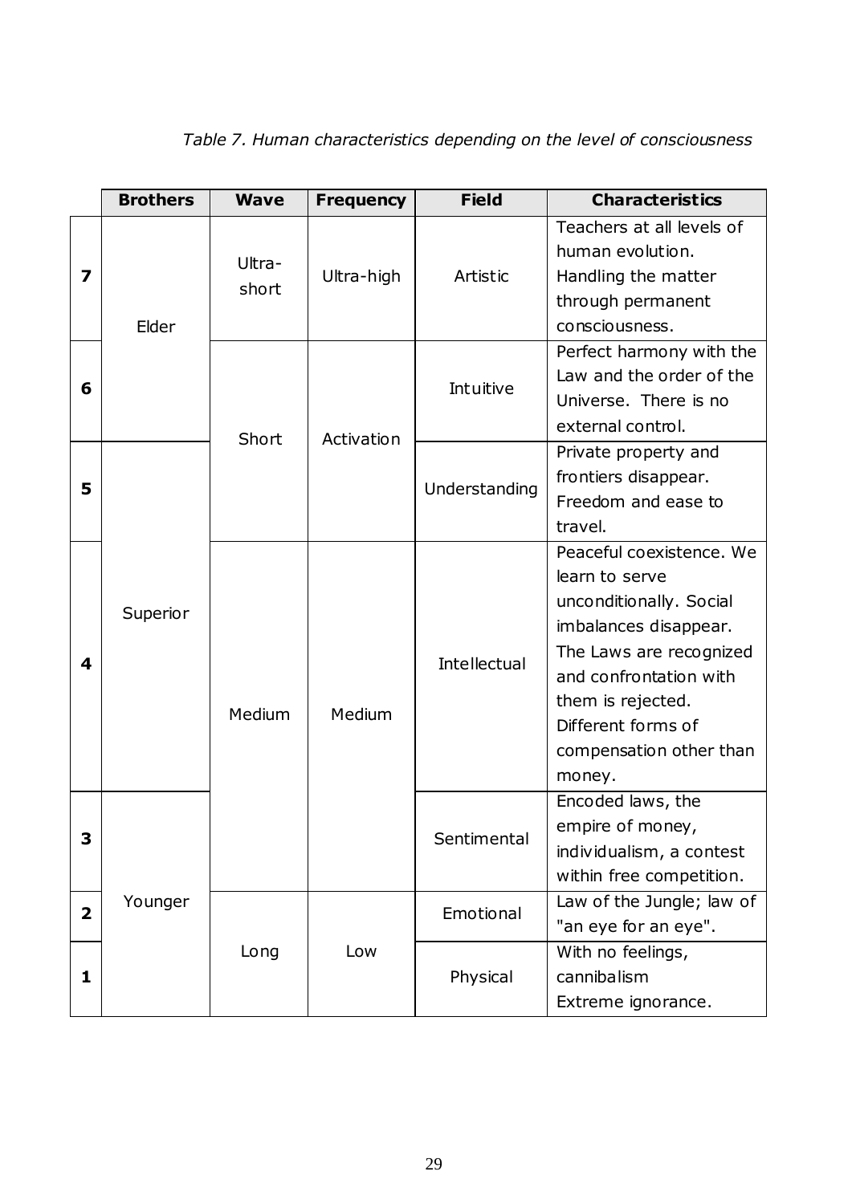*Table 7. Human characteristics depending on the level of consciousness*

| | Brothers | Wave | Frequency | Field | Characteristics |
|---|---|---|---|---|---|
| **7** | Elder | Ultra-short | Ultra-high | Artistic | Teachers at all levels of human evolution. Handling the matter through permanent consciousness. |
| **6** | | Short | Activation | Intuitive | Perfect harmony with the Law and the order of the Universe. There is no external control. |
| **5** | Superior | | | Understanding | Private property and frontiers disappear. Freedom and ease to travel. |
| **4** | | Medium | Medium | Intellectual | Peaceful coexistence. We learn to serve unconditionally. Social imbalances disappear. The Laws are recognized and confrontation with them is rejected. Different forms of compensation other than money. |
| **3** | Younger | | | Sentimental | Encoded laws, the empire of money, individualism, a contest within free competition. |
| **2** | | Long | Low | Emotional | Law of the Jungle; law of "an eye for an eye". |
| **1** | | | | Physical | With no feelings, cannibalism Extreme ignorance. |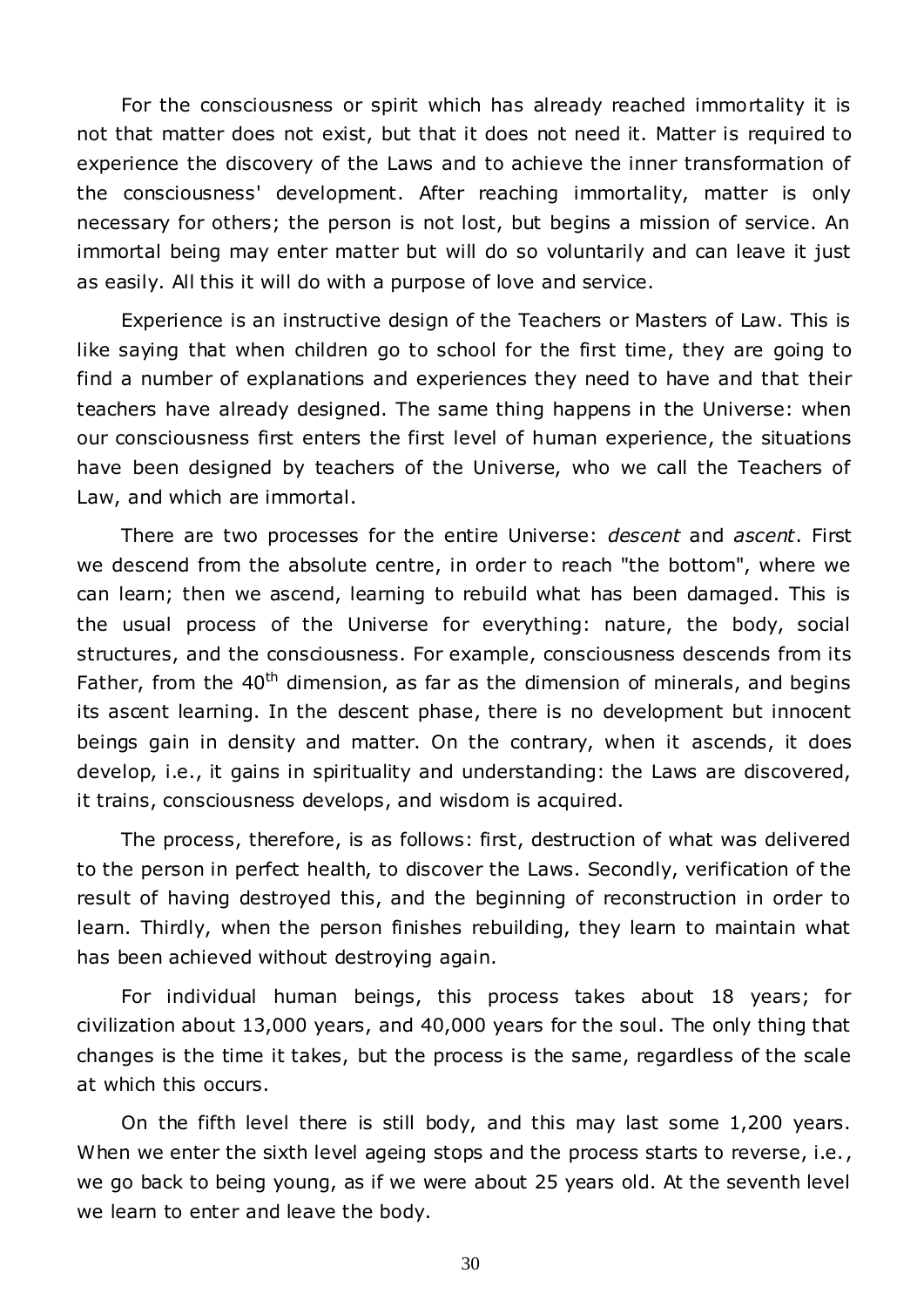For the consciousness or spirit which has already reached immortality it is not that matter does not exist, but that it does not need it. Matter is required to experience the discovery of the Laws and to achieve the inner transformation of the consciousness' development. After reaching immortality, matter is only necessary for others; the person is not lost, but begins a mission of service. An immortal being may enter matter but will do so voluntarily and can leave it just as easily. All this it will do with a purpose of love and service.

Experience is an instructive design of the Teachers or Masters of Law. This is like saying that when children go to school for the first time, they are going to find a number of explanations and experiences they need to have and that their teachers have already designed. The same thing happens in the Universe: when our consciousness first enters the first level of human experience, the situations have been designed by teachers of the Universe, who we call the Teachers of Law, and which are immortal.

There are two processes for the entire Universe: *descent* and *ascent*. First we descend from the absolute centre, in order to reach "the bottom", where we can learn; then we ascend, learning to rebuild what has been damaged. This is the usual process of the Universe for everything: nature, the body, social structures, and the consciousness. For example, consciousness descends from its Father, from the 40th dimension, as far as the dimension of minerals, and begins its ascent learning. In the descent phase, there is no development but innocent beings gain in density and matter. On the contrary, when it ascends, it does develop, i.e., it gains in spirituality and understanding: the Laws are discovered, it trains, consciousness develops, and wisdom is acquired.

The process, therefore, is as follows: first, destruction of what was delivered to the person in perfect health, to discover the Laws. Secondly, verification of the result of having destroyed this, and the beginning of reconstruction in order to learn. Thirdly, when the person finishes rebuilding, they learn to maintain what has been achieved without destroying again.

For individual human beings, this process takes about 18 years; for civilization about 13,000 years, and 40,000 years for the soul. The only thing that changes is the time it takes, but the process is the same, regardless of the scale at which this occurs.

On the fifth level there is still body, and this may last some 1,200 years. When we enter the sixth level ageing stops and the process starts to reverse, i.e., we go back to being young, as if we were about 25 years old. At the seventh level we learn to enter and leave the body.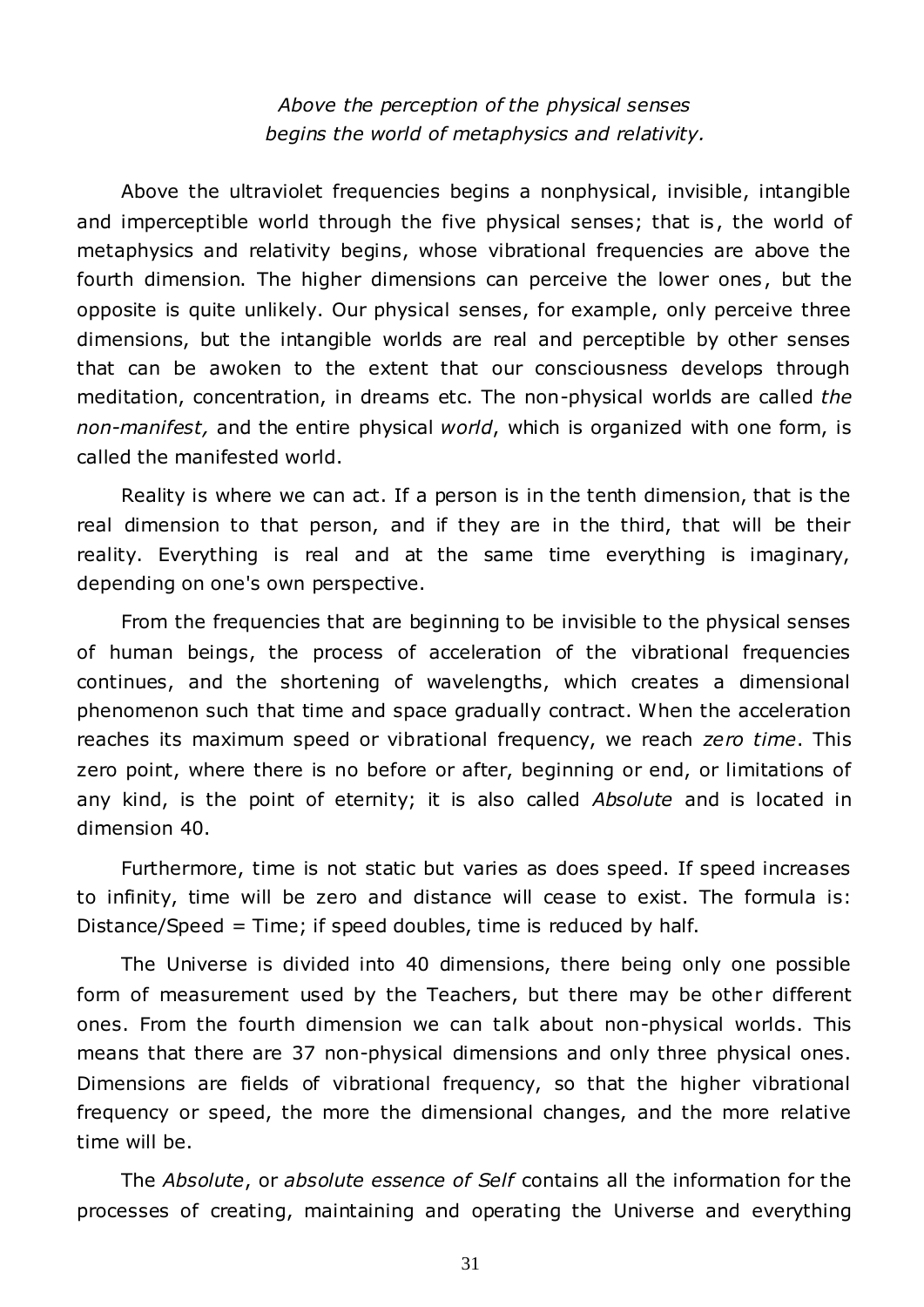*Above the perception of the physical senses begins the world of metaphysics and relativity.*

Above the ultraviolet frequencies begins a nonphysical, invisible, intangible and imperceptible world through the five physical senses; that is, the world of metaphysics and relativity begins, whose vibrational frequencies are above the fourth dimension. The higher dimensions can perceive the lower ones, but the opposite is quite unlikely. Our physical senses, for example, only perceive three dimensions, but the intangible worlds are real and perceptible by other senses that can be awoken to the extent that our consciousness develops through meditation, concentration, in dreams etc. The non-physical worlds are called *the non-manifest,* and the entire physical *world*, which is organized with one form, is called the manifested world.

Reality is where we can act. If a person is in the tenth dimension, that is the real dimension to that person, and if they are in the third, that will be their reality. Everything is real and at the same time everything is imaginary, depending on one's own perspective.

From the frequencies that are beginning to be invisible to the physical senses of human beings, the process of acceleration of the vibrational frequencies continues, and the shortening of wavelengths, which creates a dimensional phenomenon such that time and space gradually contract. When the acceleration reaches its maximum speed or vibrational frequency, we reach *zero time*. This zero point, where there is no before or after, beginning or end, or limitations of any kind, is the point of eternity; it is also called *Absolute* and is located in dimension 40.

Furthermore, time is not static but varies as does speed. If speed increases to infinity, time will be zero and distance will cease to exist. The formula is: Distance/Speed = Time; if speed doubles, time is reduced by half.

The Universe is divided into 40 dimensions, there being only one possible form of measurement used by the Teachers, but there may be other different ones. From the fourth dimension we can talk about non-physical worlds. This means that there are 37 non-physical dimensions and only three physical ones. Dimensions are fields of vibrational frequency, so that the higher vibrational frequency or speed, the more the dimensional changes, and the more relative time will be.

The *Absolute*, or *absolute essence of Self* contains all the information for the processes of creating, maintaining and operating the Universe and everything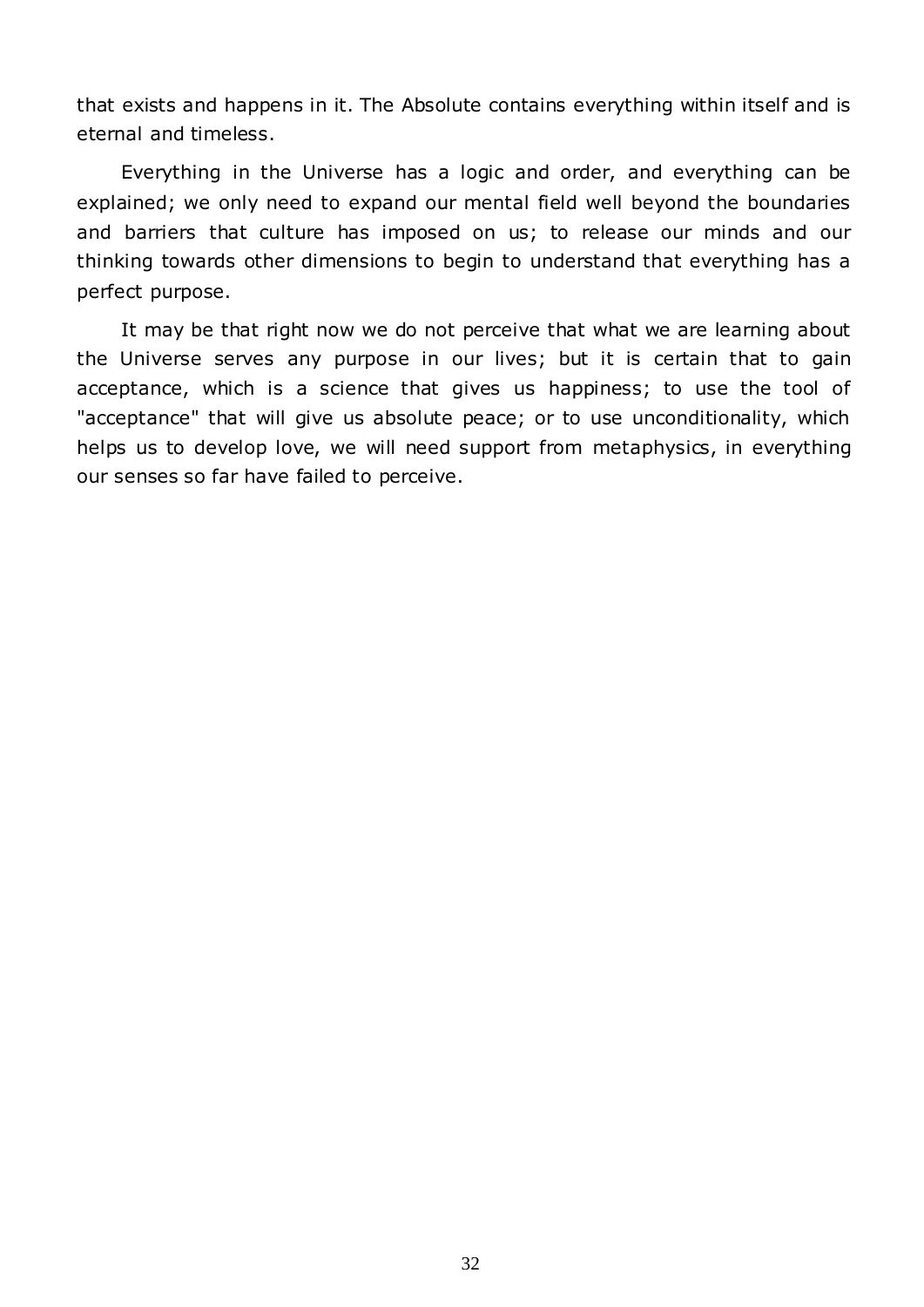that exists and happens in it. The Absolute contains everything within itself and is eternal and timeless.

Everything in the Universe has a logic and order, and everything can be explained; we only need to expand our mental field well beyond the boundaries and barriers that culture has imposed on us; to release our minds and our thinking towards other dimensions to begin to understand that everything has a perfect purpose.

It may be that right now we do not perceive that what we are learning about the Universe serves any purpose in our lives; but it is certain that to gain acceptance, which is a science that gives us happiness; to use the tool of "acceptance" that will give us absolute peace; or to use unconditionality, which helps us to develop love, we will need support from metaphysics, in everything our senses so far have failed to perceive.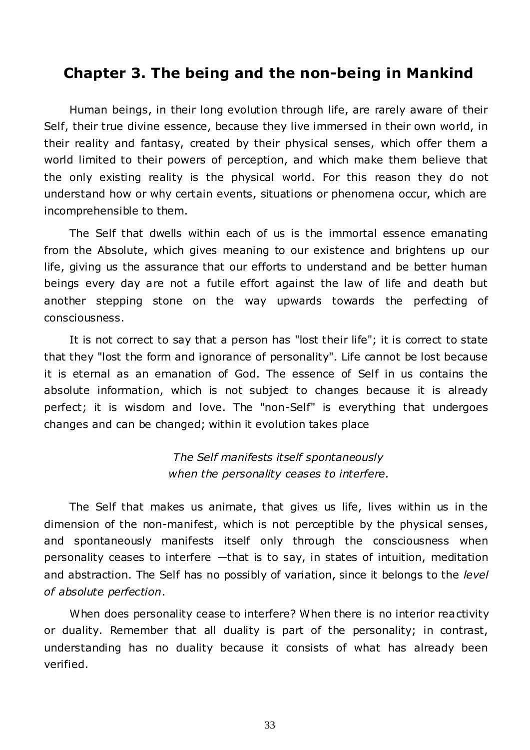## Chapter 3. The being and the non-being in Mankind

Human beings, in their long evolution through life, are rarely aware of their Self, their true divine essence, because they live immersed in their own world, in their reality and fantasy, created by their physical senses, which offer them a world limited to their powers of perception, and which make them believe that the only existing reality is the physical world. For this reason they do not understand how or why certain events, situations or phenomena occur, which are incomprehensible to them.

The Self that dwells within each of us is the immortal essence emanating from the Absolute, which gives meaning to our existence and brightens up our life, giving us the assurance that our efforts to understand and be better human beings every day are not a futile effort against the law of life and death but another stepping stone on the way upwards towards the perfecting of consciousness.

It is not correct to say that a person has "lost their life"; it is correct to state that they "lost the form and ignorance of personality". Life cannot be lost because it is eternal as an emanation of God. The essence of Self in us contains the absolute information, which is not subject to changes because it is already perfect; it is wisdom and love. The "non-Self" is everything that undergoes changes and can be changed; within it evolution takes place

*The Self manifests itself spontaneously*
*when the personality ceases to interfere.*

The Self that makes us animate, that gives us life, lives within us in the dimension of the non-manifest, which is not perceptible by the physical senses, and spontaneously manifests itself only through the consciousness when personality ceases to interfere —that is to say, in states of intuition, meditation and abstraction. The Self has no possibly of variation, since it belongs to the *level of absolute perfection*.

When does personality cease to interfere? When there is no interior reactivity or duality. Remember that all duality is part of the personality; in contrast, understanding has no duality because it consists of what has already been verified.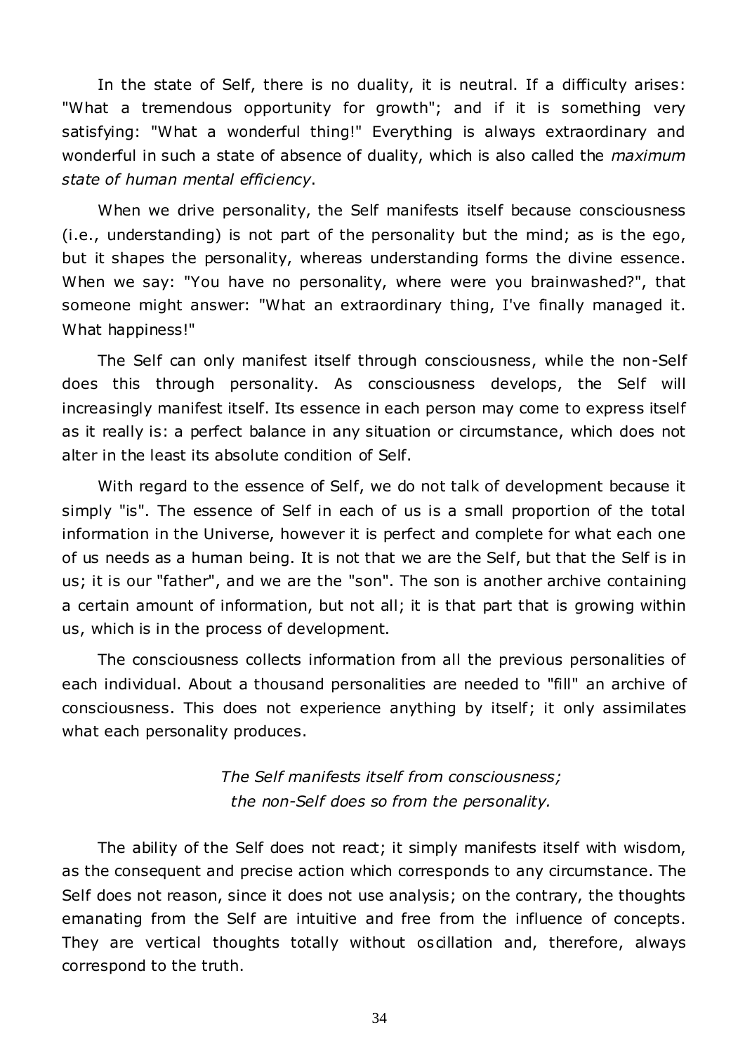In the state of Self, there is no duality, it is neutral. If a difficulty arises: "What a tremendous opportunity for growth"; and if it is something very satisfying: "What a wonderful thing!" Everything is always extraordinary and wonderful in such a state of absence of duality, which is also called the *maximum state of human mental efficiency*.

When we drive personality, the Self manifests itself because consciousness (i.e., understanding) is not part of the personality but the mind; as is the ego, but it shapes the personality, whereas understanding forms the divine essence. When we say: "You have no personality, where were you brainwashed?", that someone might answer: "What an extraordinary thing, I've finally managed it. What happiness!"

The Self can only manifest itself through consciousness, while the non-Self does this through personality. As consciousness develops, the Self will increasingly manifest itself. Its essence in each person may come to express itself as it really is: a perfect balance in any situation or circumstance, which does not alter in the least its absolute condition of Self.

With regard to the essence of Self, we do not talk of development because it simply "is". The essence of Self in each of us is a small proportion of the total information in the Universe, however it is perfect and complete for what each one of us needs as a human being. It is not that we are the Self, but that the Self is in us; it is our "father", and we are the "son". The son is another archive containing a certain amount of information, but not all; it is that part that is growing within us, which is in the process of development.

The consciousness collects information from all the previous personalities of each individual. About a thousand personalities are needed to "fill" an archive of consciousness. This does not experience anything by itself; it only assimilates what each personality produces.

*The Self manifests itself from consciousness;*
*the non-Self does so from the personality.*

The ability of the Self does not react; it simply manifests itself with wisdom, as the consequent and precise action which corresponds to any circumstance. The Self does not reason, since it does not use analysis; on the contrary, the thoughts emanating from the Self are intuitive and free from the influence of concepts. They are vertical thoughts totally without oscillation and, therefore, always correspond to the truth.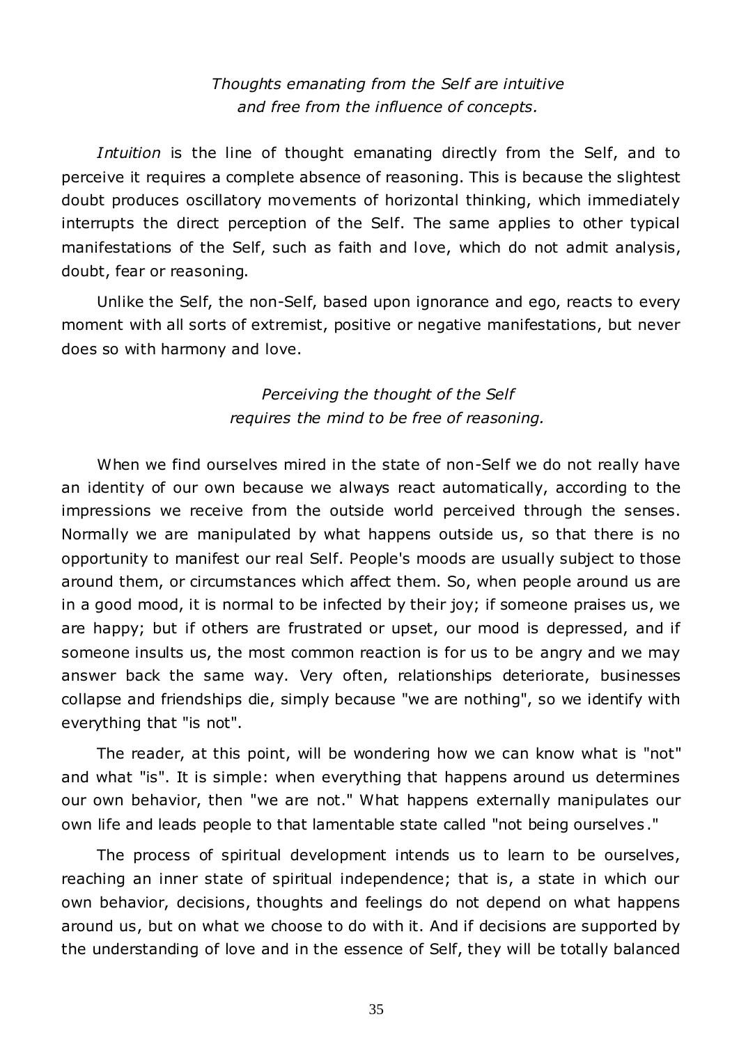*Thoughts emanating from the Self are intuitive and free from the influence of concepts.*

*Intuition* is the line of thought emanating directly from the Self, and to perceive it requires a complete absence of reasoning. This is because the slightest doubt produces oscillatory movements of horizontal thinking, which immediately interrupts the direct perception of the Self. The same applies to other typical manifestations of the Self, such as faith and love, which do not admit analysis, doubt, fear or reasoning.

Unlike the Self, the non-Self, based upon ignorance and ego, reacts to every moment with all sorts of extremist, positive or negative manifestations, but never does so with harmony and love.

*Perceiving the thought of the Self requires the mind to be free of reasoning.*

When we find ourselves mired in the state of non-Self we do not really have an identity of our own because we always react automatically, according to the impressions we receive from the outside world perceived through the senses. Normally we are manipulated by what happens outside us, so that there is no opportunity to manifest our real Self. People's moods are usually subject to those around them, or circumstances which affect them. So, when people around us are in a good mood, it is normal to be infected by their joy; if someone praises us, we are happy; but if others are frustrated or upset, our mood is depressed, and if someone insults us, the most common reaction is for us to be angry and we may answer back the same way. Very often, relationships deteriorate, businesses collapse and friendships die, simply because "we are nothing", so we identify with everything that "is not".

The reader, at this point, will be wondering how we can know what is "not" and what "is". It is simple: when everything that happens around us determines our own behavior, then "we are not." What happens externally manipulates our own life and leads people to that lamentable state called "not being ourselves."

The process of spiritual development intends us to learn to be ourselves, reaching an inner state of spiritual independence; that is, a state in which our own behavior, decisions, thoughts and feelings do not depend on what happens around us, but on what we choose to do with it. And if decisions are supported by the understanding of love and in the essence of Self, they will be totally balanced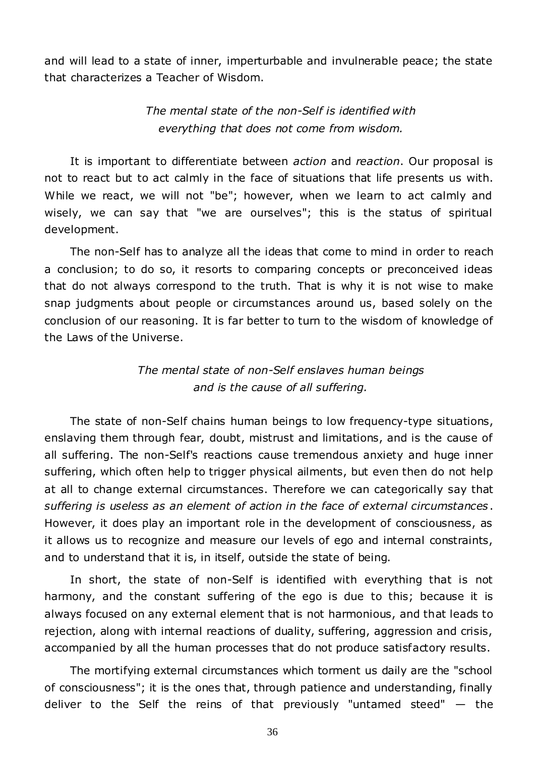and will lead to a state of inner, imperturbable and invulnerable peace; the state that characterizes a Teacher of Wisdom.

*The mental state of the non-Self is identified with everything that does not come from wisdom.*

It is important to differentiate between *action* and *reaction*. Our proposal is not to react but to act calmly in the face of situations that life presents us with. While we react, we will not "be"; however, when we learn to act calmly and wisely, we can say that "we are ourselves"; this is the status of spiritual development.

The non-Self has to analyze all the ideas that come to mind in order to reach a conclusion; to do so, it resorts to comparing concepts or preconceived ideas that do not always correspond to the truth. That is why it is not wise to make snap judgments about people or circumstances around us, based solely on the conclusion of our reasoning. It is far better to turn to the wisdom of knowledge of the Laws of the Universe.

*The mental state of non-Self enslaves human beings and is the cause of all suffering.*

The state of non-Self chains human beings to low frequency-type situations, enslaving them through fear, doubt, mistrust and limitations, and is the cause of all suffering. The non-Self's reactions cause tremendous anxiety and huge inner suffering, which often help to trigger physical ailments, but even then do not help at all to change external circumstances. Therefore we can categorically say that *suffering is useless as an element of action in the face of external circumstances*. However, it does play an important role in the development of consciousness, as it allows us to recognize and measure our levels of ego and internal constraints, and to understand that it is, in itself, outside the state of being.

In short, the state of non-Self is identified with everything that is not harmony, and the constant suffering of the ego is due to this; because it is always focused on any external element that is not harmonious, and that leads to rejection, along with internal reactions of duality, suffering, aggression and crisis, accompanied by all the human processes that do not produce satisfactory results.

The mortifying external circumstances which torment us daily are the "school of consciousness"; it is the ones that, through patience and understanding, finally deliver to the Self the reins of that previously "untamed steed" — the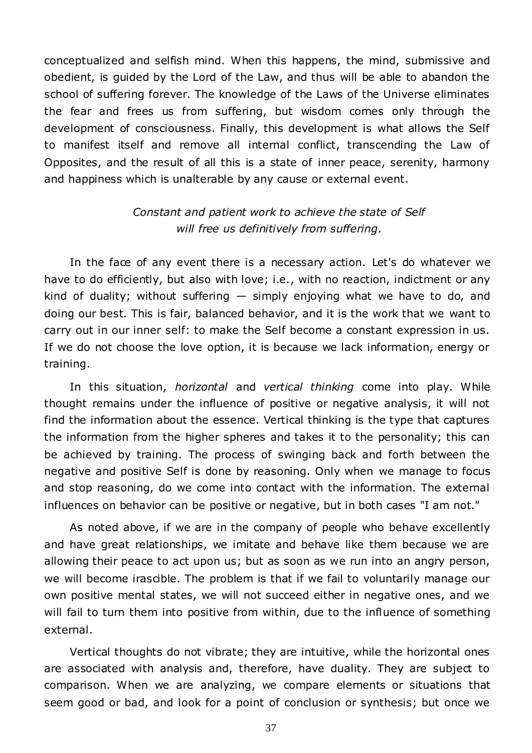conceptualized and selfish mind. When this happens, the mind, submissive and obedient, is guided by the Lord of the Law, and thus will be able to abandon the school of suffering forever. The knowledge of the Laws of the Universe eliminates the fear and frees us from suffering, but wisdom comes only through the development of consciousness. Finally, this development is what allows the Self to manifest itself and remove all internal conflict, transcending the Law of Opposites, and the result of all this is a state of inner peace, serenity, harmony and happiness which is unalterable by any cause or external event.

*Constant and patient work to achieve the state of Self will free us definitively from suffering.*

In the face of any event there is a necessary action. Let's do whatever we have to do efficiently, but also with love; i.e., with no reaction, indictment or any kind of duality; without suffering — simply enjoying what we have to do, and doing our best. This is fair, balanced behavior, and it is the work that we want to carry out in our inner self: to make the Self become a constant expression in us. If we do not choose the love option, it is because we lack information, energy or training.

In this situation, *horizontal* and *vertical thinking* come into play. While thought remains under the influence of positive or negative analysis, it will not find the information about the essence. Vertical thinking is the type that captures the information from the higher spheres and takes it to the personality; this can be achieved by training. The process of swinging back and forth between the negative and positive Self is done by reasoning. Only when we manage to focus and stop reasoning, do we come into contact with the information. The external influences on behavior can be positive or negative, but in both cases "I am not."

As noted above, if we are in the company of people who behave excellently and have great relationships, we imitate and behave like them because we are allowing their peace to act upon us; but as soon as we run into an angry person, we will become irascible. The problem is that if we fail to voluntarily manage our own positive mental states, we will not succeed either in negative ones, and we will fail to turn them into positive from within, due to the influence of something external.

Vertical thoughts do not vibrate; they are intuitive, while the horizontal ones are associated with analysis and, therefore, have duality. They are subject to comparison. When we are analyzing, we compare elements or situations that seem good or bad, and look for a point of conclusion or synthesis; but once we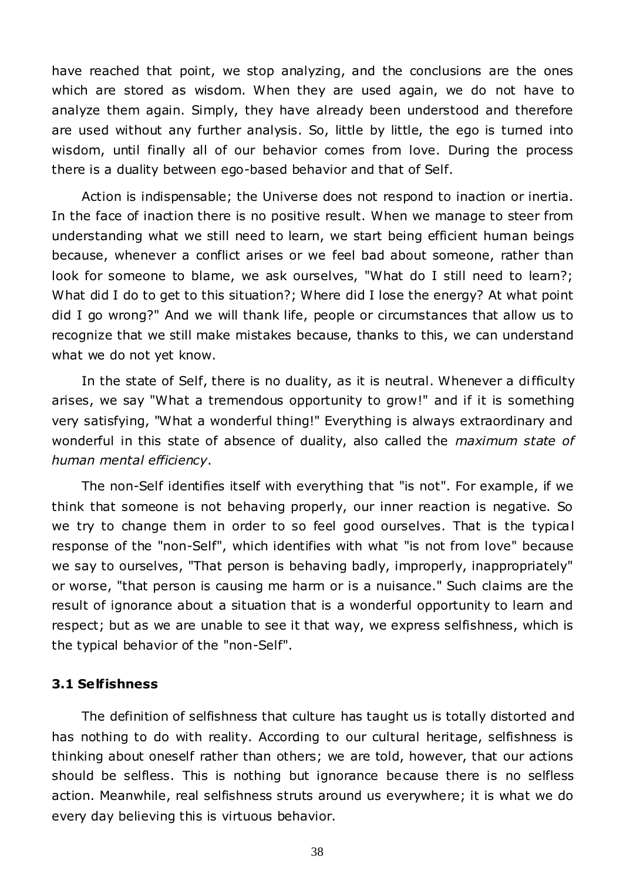have reached that point, we stop analyzing, and the conclusions are the ones which are stored as wisdom. When they are used again, we do not have to analyze them again. Simply, they have already been understood and therefore are used without any further analysis. So, little by little, the ego is turned into wisdom, until finally all of our behavior comes from love. During the process there is a duality between ego-based behavior and that of Self.

Action is indispensable; the Universe does not respond to inaction or inertia. In the face of inaction there is no positive result. When we manage to steer from understanding what we still need to learn, we start being efficient human beings because, whenever a conflict arises or we feel bad about someone, rather than look for someone to blame, we ask ourselves, "What do I still need to learn?; What did I do to get to this situation?; Where did I lose the energy? At what point did I go wrong?" And we will thank life, people or circumstances that allow us to recognize that we still make mistakes because, thanks to this, we can understand what we do not yet know.

In the state of Self, there is no duality, as it is neutral. Whenever a difficulty arises, we say "What a tremendous opportunity to grow!" and if it is something very satisfying, "What a wonderful thing!" Everything is always extraordinary and wonderful in this state of absence of duality, also called the *maximum state of human mental efficiency*.

The non-Self identifies itself with everything that "is not". For example, if we think that someone is not behaving properly, our inner reaction is negative. So we try to change them in order to so feel good ourselves. That is the typical response of the "non-Self", which identifies with what "is not from love" because we say to ourselves, "That person is behaving badly, improperly, inappropriately" or worse, "that person is causing me harm or is a nuisance." Such claims are the result of ignorance about a situation that is a wonderful opportunity to learn and respect; but as we are unable to see it that way, we express selfishness, which is the typical behavior of the "non-Self".

### 3.1 Selfishness

The definition of selfishness that culture has taught us is totally distorted and has nothing to do with reality. According to our cultural heritage, selfishness is thinking about oneself rather than others; we are told, however, that our actions should be selfless. This is nothing but ignorance because there is no selfless action. Meanwhile, real selfishness struts around us everywhere; it is what we do every day believing this is virtuous behavior.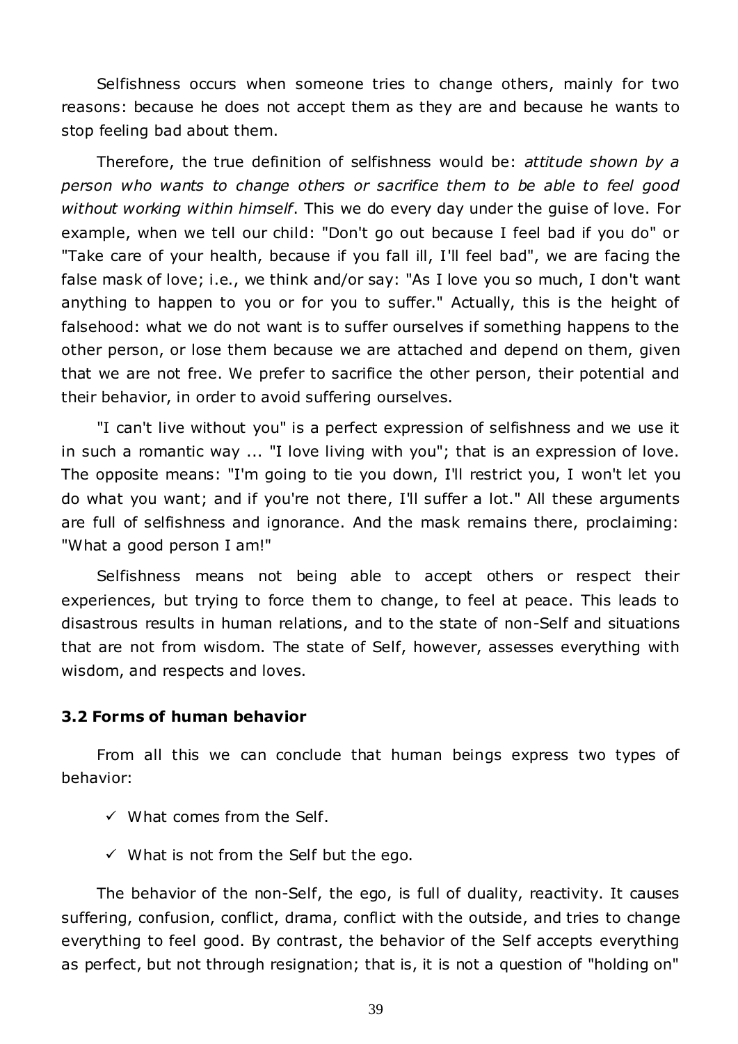Selfishness occurs when someone tries to change others, mainly for two reasons: because he does not accept them as they are and because he wants to stop feeling bad about them.

Therefore, the true definition of selfishness would be: *attitude shown by a person who wants to change others or sacrifice them to be able to feel good without working within himself*. This we do every day under the guise of love. For example, when we tell our child: "Don't go out because I feel bad if you do" or "Take care of your health, because if you fall ill, I'll feel bad", we are facing the false mask of love; i.e., we think and/or say: "As I love you so much, I don't want anything to happen to you or for you to suffer." Actually, this is the height of falsehood: what we do not want is to suffer ourselves if something happens to the other person, or lose them because we are attached and depend on them, given that we are not free. We prefer to sacrifice the other person, their potential and their behavior, in order to avoid suffering ourselves.

"I can't live without you" is a perfect expression of selfishness and we use it in such a romantic way ... "I love living with you"; that is an expression of love. The opposite means: "I'm going to tie you down, I'll restrict you, I won't let you do what you want; and if you're not there, I'll suffer a lot." All these arguments are full of selfishness and ignorance. And the mask remains there, proclaiming: "What a good person I am!"

Selfishness means not being able to accept others or respect their experiences, but trying to force them to change, to feel at peace. This leads to disastrous results in human relations, and to the state of non-Self and situations that are not from wisdom. The state of Self, however, assesses everything with wisdom, and respects and loves.

### 3.2 Forms of human behavior

From all this we can conclude that human beings express two types of behavior:

- ✓ What comes from the Self.
- ✓ What is not from the Self but the ego.

The behavior of the non-Self, the ego, is full of duality, reactivity. It causes suffering, confusion, conflict, drama, conflict with the outside, and tries to change everything to feel good. By contrast, the behavior of the Self accepts everything as perfect, but not through resignation; that is, it is not a question of "holding on"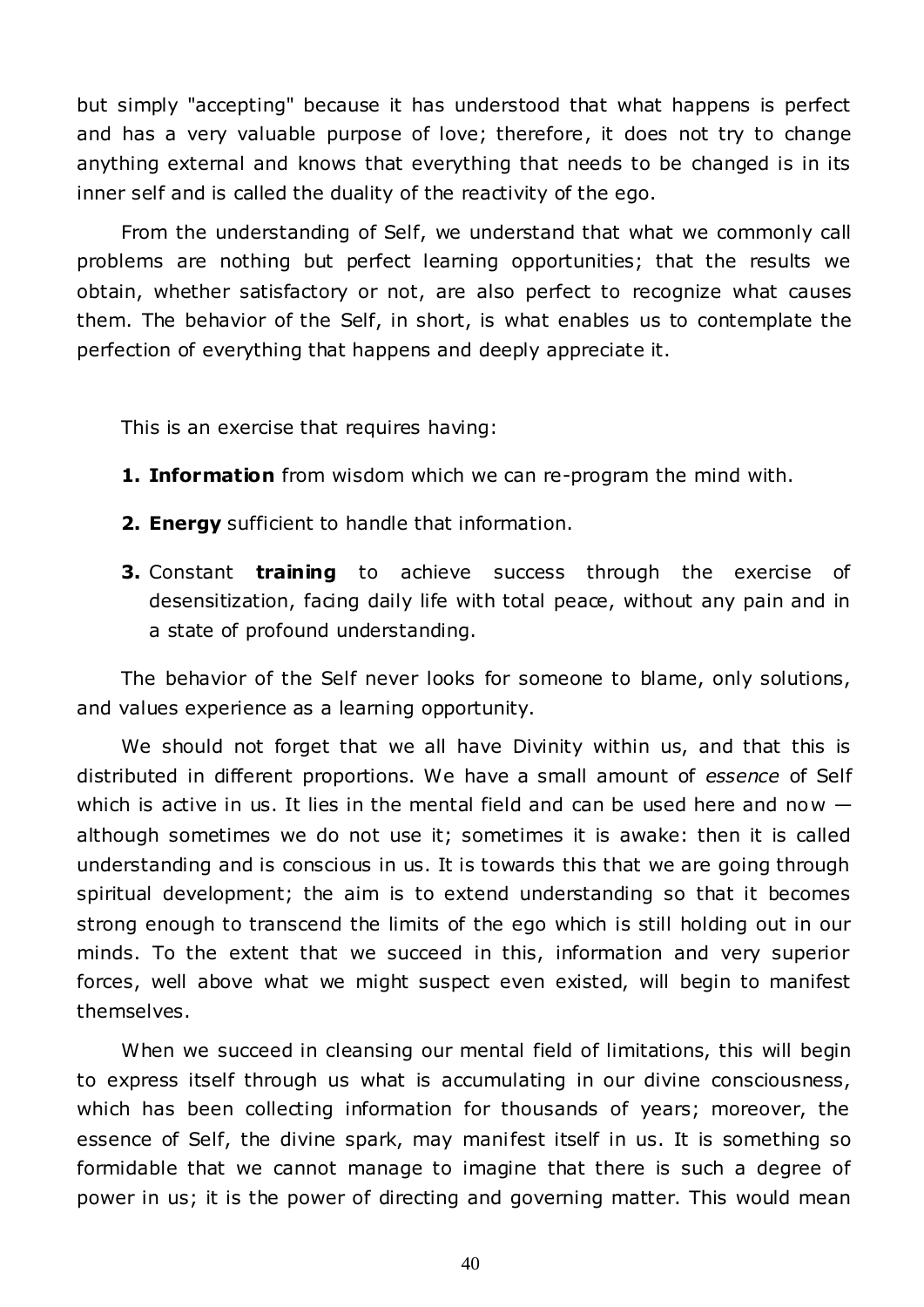but simply "accepting" because it has understood that what happens is perfect and has a very valuable purpose of love; therefore, it does not try to change anything external and knows that everything that needs to be changed is in its inner self and is called the duality of the reactivity of the ego.

From the understanding of Self, we understand that what we commonly call problems are nothing but perfect learning opportunities; that the results we obtain, whether satisfactory or not, are also perfect to recognize what causes them. The behavior of the Self, in short, is what enables us to contemplate the perfection of everything that happens and deeply appreciate it.

This is an exercise that requires having:

1. **Information** from wisdom which we can re-program the mind with.
2. **Energy** sufficient to handle that information.
3. Constant **training** to achieve success through the exercise of desensitization, facing daily life with total peace, without any pain and in a state of profound understanding.

The behavior of the Self never looks for someone to blame, only solutions, and values experience as a learning opportunity.

We should not forget that we all have Divinity within us, and that this is distributed in different proportions. We have a small amount of *essence* of Self which is active in us. It lies in the mental field and can be used here and now — although sometimes we do not use it; sometimes it is awake: then it is called understanding and is conscious in us. It is towards this that we are going through spiritual development; the aim is to extend understanding so that it becomes strong enough to transcend the limits of the ego which is still holding out in our minds. To the extent that we succeed in this, information and very superior forces, well above what we might suspect even existed, will begin to manifest themselves.

When we succeed in cleansing our mental field of limitations, this will begin to express itself through us what is accumulating in our divine consciousness, which has been collecting information for thousands of years; moreover, the essence of Self, the divine spark, may manifest itself in us. It is something so formidable that we cannot manage to imagine that there is such a degree of power in us; it is the power of directing and governing matter. This would mean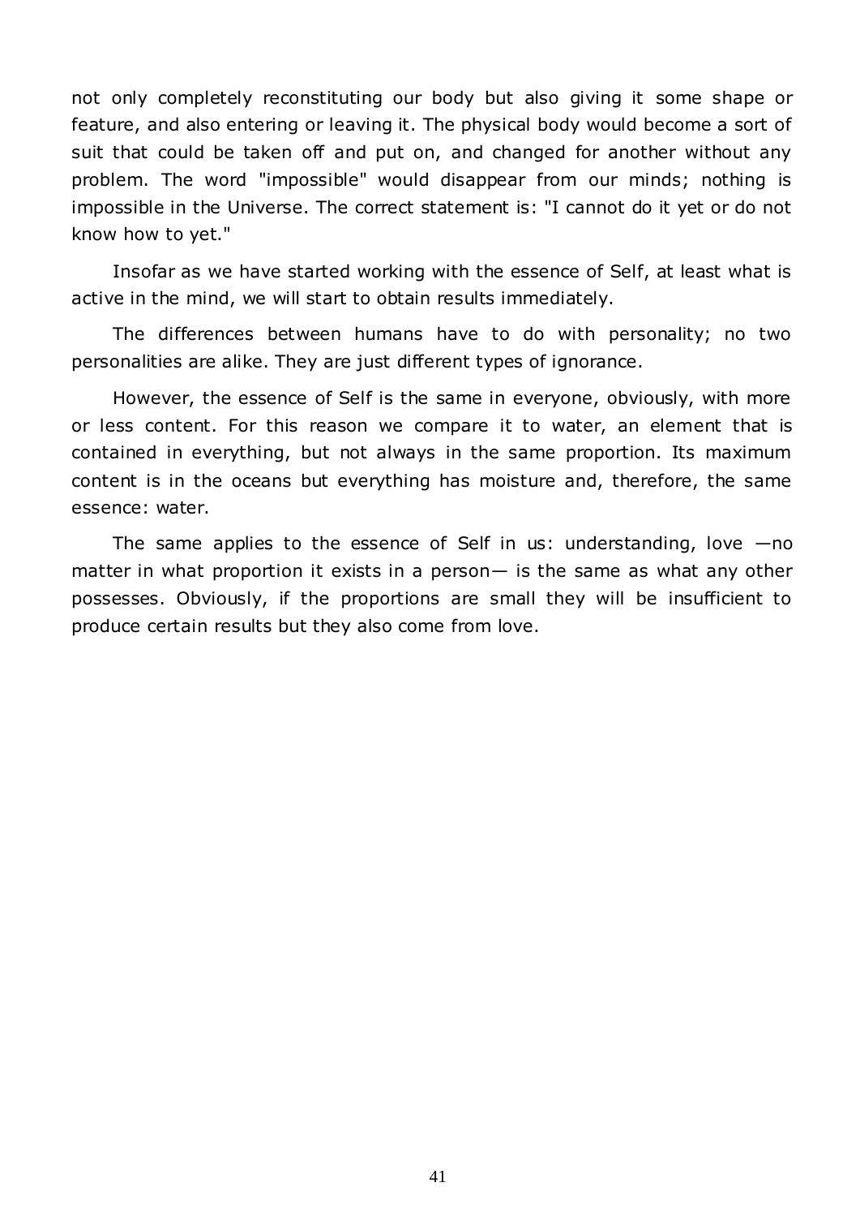not only completely reconstituting our body but also giving it some shape or feature, and also entering or leaving it. The physical body would become a sort of suit that could be taken off and put on, and changed for another without any problem. The word "impossible" would disappear from our minds; nothing is impossible in the Universe. The correct statement is: "I cannot do it yet or do not know how to yet."

Insofar as we have started working with the essence of Self, at least what is active in the mind, we will start to obtain results immediately.

The differences between humans have to do with personality; no two personalities are alike. They are just different types of ignorance.

However, the essence of Self is the same in everyone, obviously, with more or less content. For this reason we compare it to water, an element that is contained in everything, but not always in the same proportion. Its maximum content is in the oceans but everything has moisture and, therefore, the same essence: water.

The same applies to the essence of Self in us: understanding, love —no matter in what proportion it exists in a person— is the same as what any other possesses. Obviously, if the proportions are small they will be insufficient to produce certain results but they also come from love.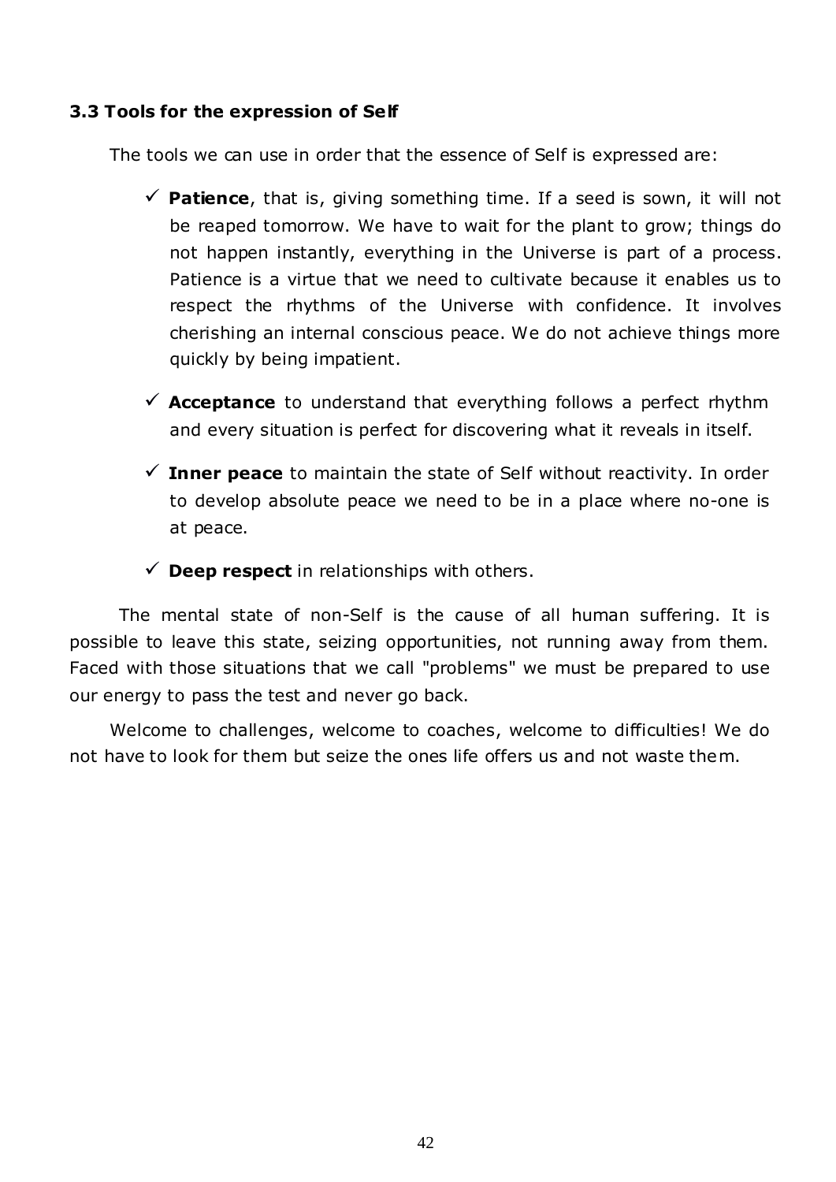### 3.3 Tools for the expression of Self

The tools we can use in order that the essence of Self is expressed are:

- **Patience**, that is, giving something time. If a seed is sown, it will not be reaped tomorrow. We have to wait for the plant to grow; things do not happen instantly, everything in the Universe is part of a process. Patience is a virtue that we need to cultivate because it enables us to respect the rhythms of the Universe with confidence. It involves cherishing an internal conscious peace. We do not achieve things more quickly by being impatient.
- **Acceptance** to understand that everything follows a perfect rhythm and every situation is perfect for discovering what it reveals in itself.
- **Inner peace** to maintain the state of Self without reactivity. In order to develop absolute peace we need to be in a place where no-one is at peace.
- **Deep respect** in relationships with others.

The mental state of non-Self is the cause of all human suffering. It is possible to leave this state, seizing opportunities, not running away from them. Faced with those situations that we call "problems" we must be prepared to use our energy to pass the test and never go back.

Welcome to challenges, welcome to coaches, welcome to difficulties! We do not have to look for them but seize the ones life offers us and not waste them.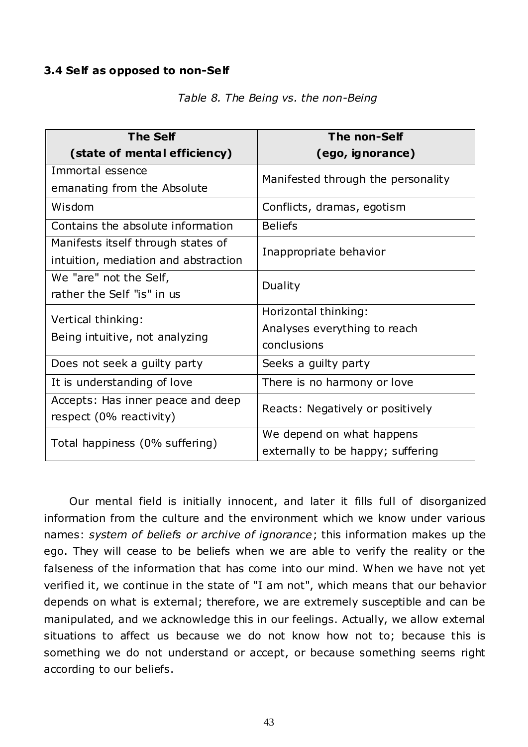### 3.4 Self as opposed to non-Self

*Table 8. The Being vs. the non-Being*

| **The Self (state of mental efficiency)** | **The non-Self (ego, ignorance)** |
|---|---|
| Immortal essence emanating from the Absolute | Manifested through the personality |
| Wisdom | Conflicts, dramas, egotism |
| Contains the absolute information | Beliefs |
| Manifests itself through states of intuition, mediation and abstraction | Inappropriate behavior |
| We "are" not the Self, rather the Self "is" in us | Duality |
| Vertical thinking: Being intuitive, not analyzing | Horizontal thinking: Analyses everything to reach conclusions |
| Does not seek a guilty party | Seeks a guilty party |
| It is understanding of love | There is no harmony or love |
| Accepts: Has inner peace and deep respect (0% reactivity) | Reacts: Negatively or positively |
| Total happiness (0% suffering) | We depend on what happens externally to be happy; suffering |

Our mental field is initially innocent, and later it fills full of disorganized information from the culture and the environment which we know under various names: *system of beliefs or archive of ignorance*; this information makes up the ego. They will cease to be beliefs when we are able to verify the reality or the falseness of the information that has come into our mind. When we have not yet verified it, we continue in the state of "I am not", which means that our behavior depends on what is external; therefore, we are extremely susceptible and can be manipulated, and we acknowledge this in our feelings. Actually, we allow external situations to affect us because we do not know how not to; because this is something we do not understand or accept, or because something seems right according to our beliefs.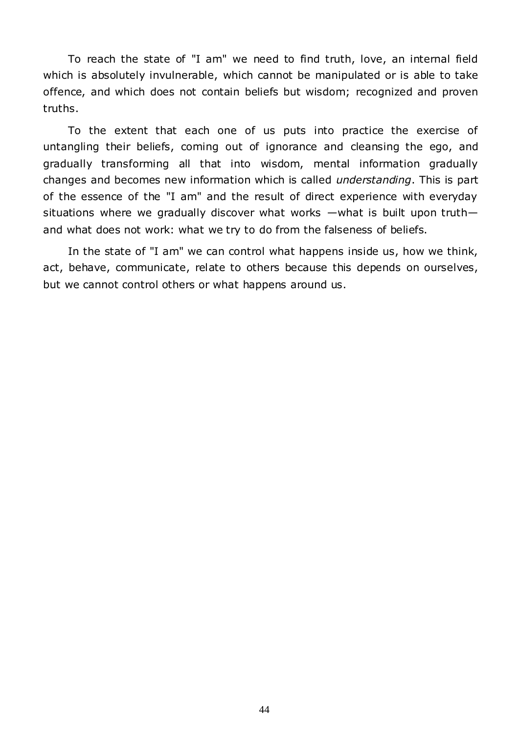To reach the state of "I am" we need to find truth, love, an internal field which is absolutely invulnerable, which cannot be manipulated or is able to take offence, and which does not contain beliefs but wisdom; recognized and proven truths.

To the extent that each one of us puts into practice the exercise of untangling their beliefs, coming out of ignorance and cleansing the ego, and gradually transforming all that into wisdom, mental information gradually changes and becomes new information which is called *understanding*. This is part of the essence of the "I am" and the result of direct experience with everyday situations where we gradually discover what works —what is built upon truth— and what does not work: what we try to do from the falseness of beliefs.

In the state of "I am" we can control what happens inside us, how we think, act, behave, communicate, relate to others because this depends on ourselves, but we cannot control others or what happens around us.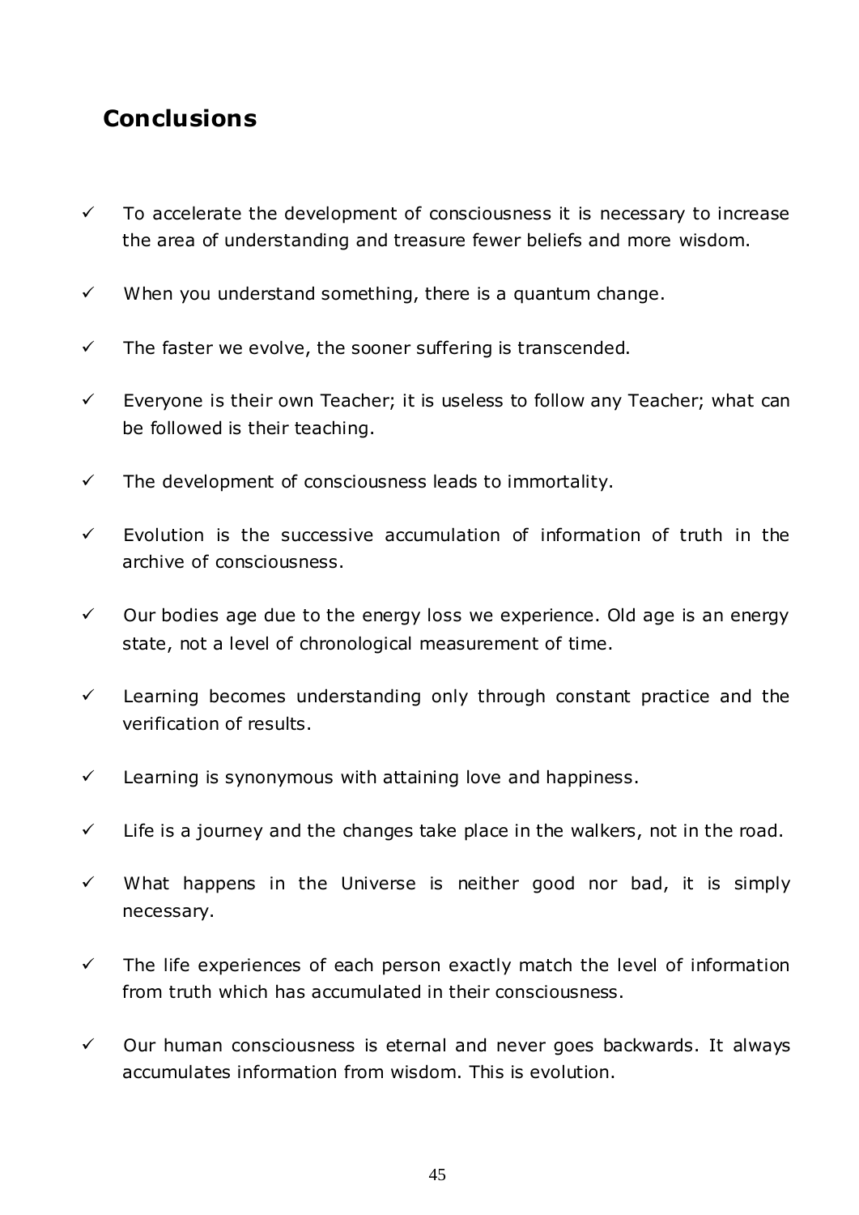## Conclusions

- ✓ To accelerate the development of consciousness it is necessary to increase the area of understanding and treasure fewer beliefs and more wisdom.
- ✓ When you understand something, there is a quantum change.
- ✓ The faster we evolve, the sooner suffering is transcended.
- ✓ Everyone is their own Teacher; it is useless to follow any Teacher; what can be followed is their teaching.
- ✓ The development of consciousness leads to immortality.
- ✓ Evolution is the successive accumulation of information of truth in the archive of consciousness.
- ✓ Our bodies age due to the energy loss we experience. Old age is an energy state, not a level of chronological measurement of time.
- ✓ Learning becomes understanding only through constant practice and the verification of results.
- ✓ Learning is synonymous with attaining love and happiness.
- ✓ Life is a journey and the changes take place in the walkers, not in the road.
- ✓ What happens in the Universe is neither good nor bad, it is simply necessary.
- ✓ The life experiences of each person exactly match the level of information from truth which has accumulated in their consciousness.
- ✓ Our human consciousness is eternal and never goes backwards. It always accumulates information from wisdom. This is evolution.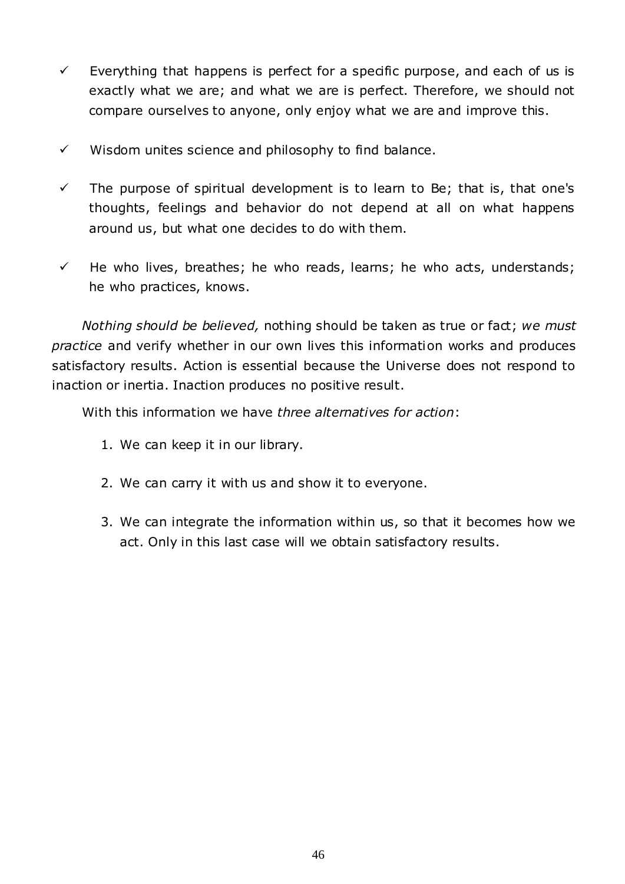- ✓ Everything that happens is perfect for a specific purpose, and each of us is exactly what we are; and what we are is perfect. Therefore, we should not compare ourselves to anyone, only enjoy what we are and improve this.
- ✓ Wisdom unites science and philosophy to find balance.
- ✓ The purpose of spiritual development is to learn to Be; that is, that one's thoughts, feelings and behavior do not depend at all on what happens around us, but what one decides to do with them.
- ✓ He who lives, breathes; he who reads, learns; he who acts, understands; he who practices, knows.

*Nothing should be believed,* nothing should be taken as true or fact; *we must practice* and verify whether in our own lives this information works and produces satisfactory results. Action is essential because the Universe does not respond to inaction or inertia. Inaction produces no positive result.

With this information we have *three alternatives for action*:

1. We can keep it in our library.
2. We can carry it with us and show it to everyone.
3. We can integrate the information within us, so that it becomes how we act. Only in this last case will we obtain satisfactory results.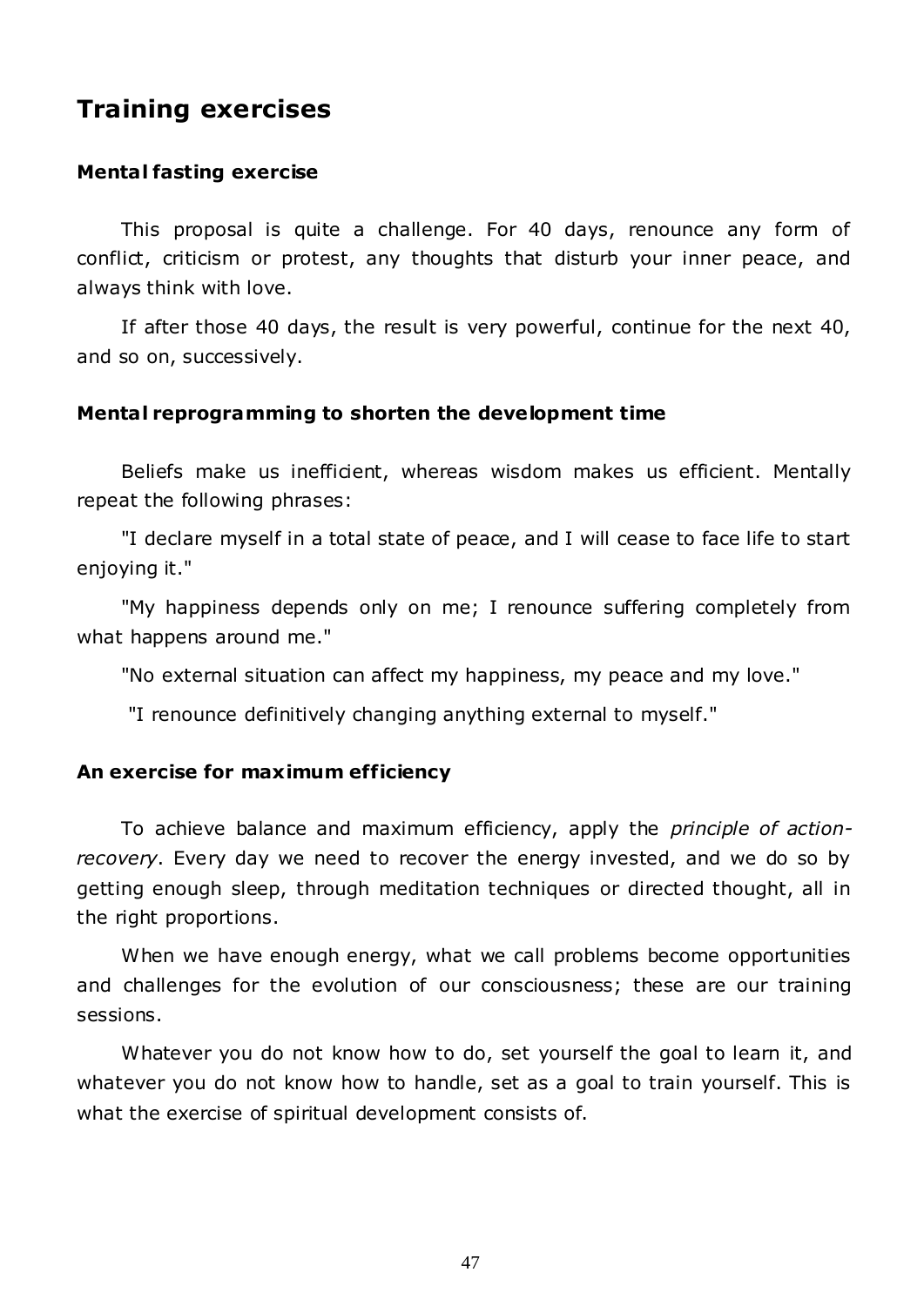## Training exercises

### Mental fasting exercise

This proposal is quite a challenge. For 40 days, renounce any form of conflict, criticism or protest, any thoughts that disturb your inner peace, and always think with love.

If after those 40 days, the result is very powerful, continue for the next 40, and so on, successively.

### Mental reprogramming to shorten the development time

Beliefs make us inefficient, whereas wisdom makes us efficient. Mentally repeat the following phrases:

"I declare myself in a total state of peace, and I will cease to face life to start enjoying it."

"My happiness depends only on me; I renounce suffering completely from what happens around me."

"No external situation can affect my happiness, my peace and my love."

"I renounce definitively changing anything external to myself."

### An exercise for maximum efficiency

To achieve balance and maximum efficiency, apply the *principle of action-recovery*. Every day we need to recover the energy invested, and we do so by getting enough sleep, through meditation techniques or directed thought, all in the right proportions.

When we have enough energy, what we call problems become opportunities and challenges for the evolution of our consciousness; these are our training sessions.

Whatever you do not know how to do, set yourself the goal to learn it, and whatever you do not know how to handle, set as a goal to train yourself. This is what the exercise of spiritual development consists of.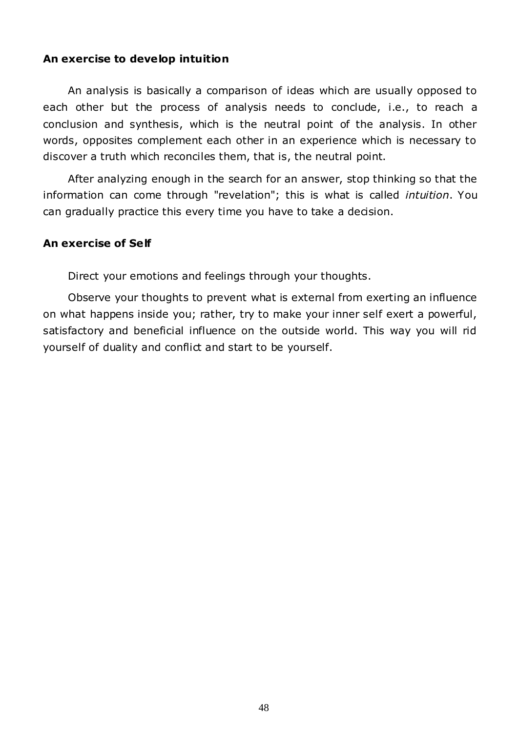**An exercise to develop intuition**

An analysis is basically a comparison of ideas which are usually opposed to each other but the process of analysis needs to conclude, i.e., to reach a conclusion and synthesis, which is the neutral point of the analysis. In other words, opposites complement each other in an experience which is necessary to discover a truth which reconciles them, that is, the neutral point.

After analyzing enough in the search for an answer, stop thinking so that the information can come through "revelation"; this is what is called *intuition*. You can gradually practice this every time you have to take a decision.

**An exercise of Self**

Direct your emotions and feelings through your thoughts.

Observe your thoughts to prevent what is external from exerting an influence on what happens inside you; rather, try to make your inner self exert a powerful, satisfactory and beneficial influence on the outside world. This way you will rid yourself of duality and conflict and start to be yourself.